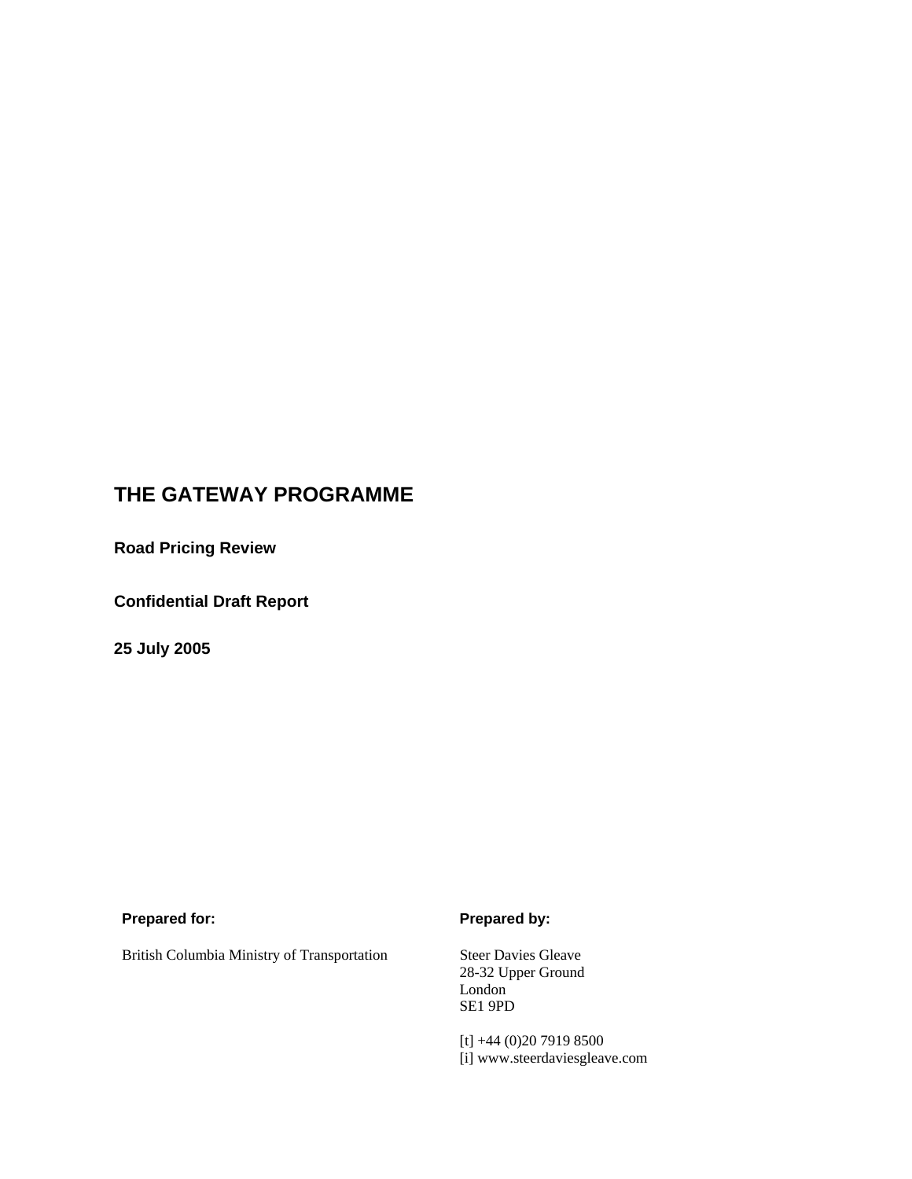# THE GATEWAY PROGRAMME

## Road Pricing Review

## Confidential Draft Report

**25 July 2005**

**Prepared for:**

British Columbia Ministry of Transportation

**Prepared by:**

Steer Davies Gleave
28-32 Upper Ground
London
SE1 9PD

[t] +44 (0)20 7919 8500
[i] www.steerdaviesgleave.com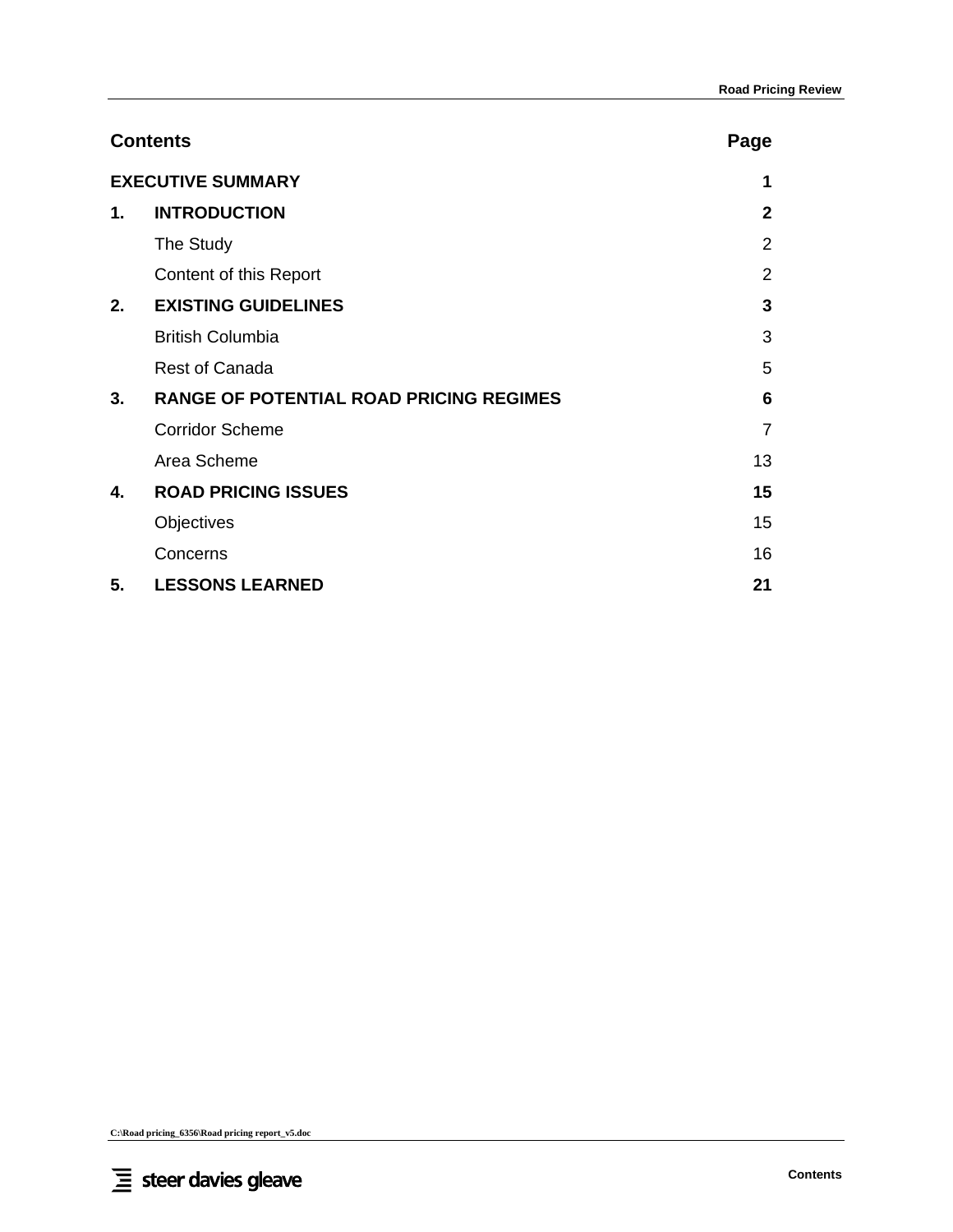## Contents

| | | Page |
|---|---|---|
| **EXECUTIVE SUMMARY** | | **1** |
| **1.** | **INTRODUCTION** | **2** |
| | The Study | 2 |
| | Content of this Report | 2 |
| **2.** | **EXISTING GUIDELINES** | **3** |
| | British Columbia | 3 |
| | Rest of Canada | 5 |
| **3.** | **RANGE OF POTENTIAL ROAD PRICING REGIMES** | **6** |
| | Corridor Scheme | 7 |
| | Area Scheme | 13 |
| **4.** | **ROAD PRICING ISSUES** | **15** |
| | Objectives | 15 |
| | Concerns | 16 |
| **5.** | **LESSONS LEARNED** | **21** |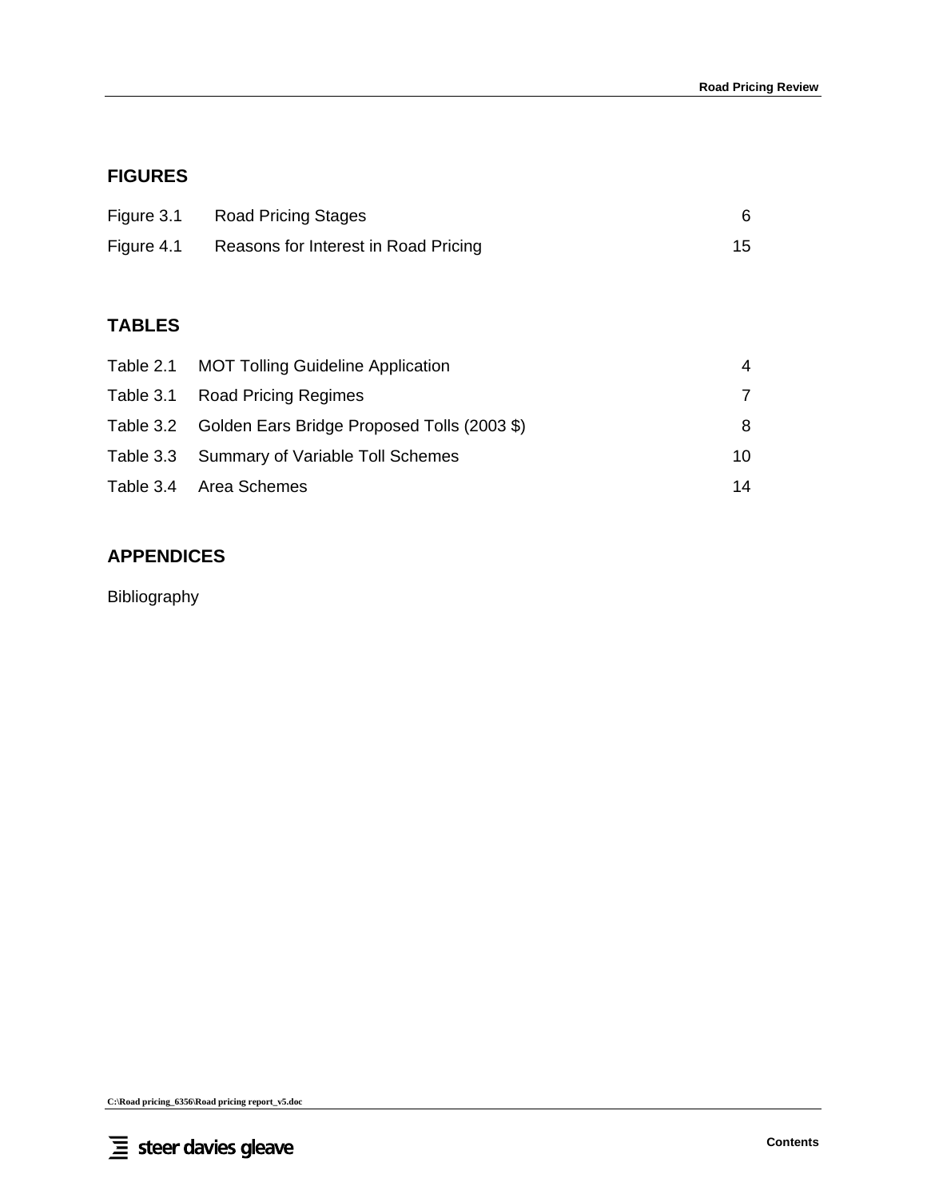## FIGURES

| | | |
|---|---|---|
| Figure 3.1 | Road Pricing Stages | 6 |
| Figure 4.1 | Reasons for Interest in Road Pricing | 15 |

## TABLES

| | | |
|---|---|---|
| Table 2.1 | MOT Tolling Guideline Application | 4 |
| Table 3.1 | Road Pricing Regimes | 7 |
| Table 3.2 | Golden Ears Bridge Proposed Tolls (2003 $) | 8 |
| Table 3.3 | Summary of Variable Toll Schemes | 10 |
| Table 3.4 | Area Schemes | 14 |

## APPENDICES

Bibliography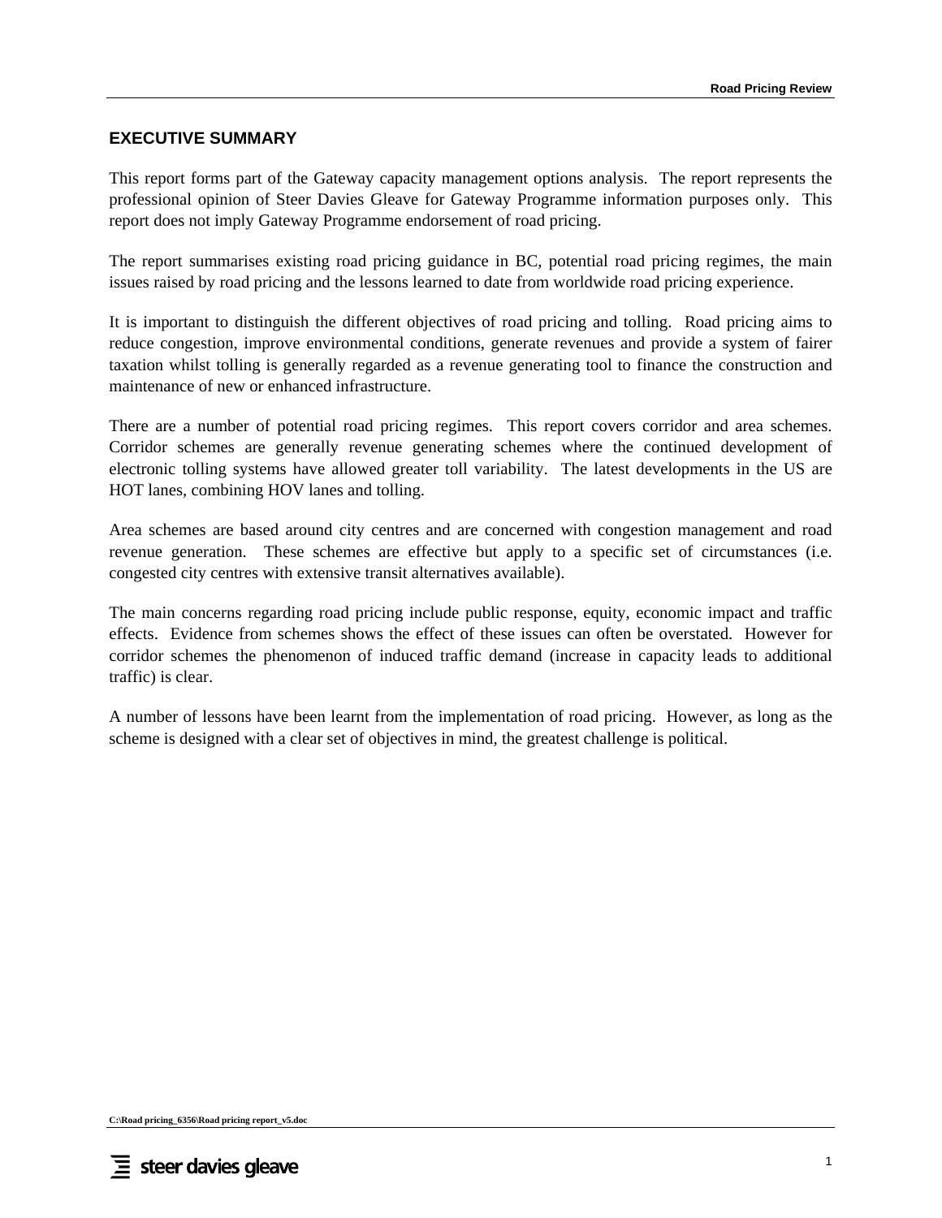## EXECUTIVE SUMMARY

This report forms part of the Gateway capacity management options analysis. The report represents the professional opinion of Steer Davies Gleave for Gateway Programme information purposes only. This report does not imply Gateway Programme endorsement of road pricing.

The report summarises existing road pricing guidance in BC, potential road pricing regimes, the main issues raised by road pricing and the lessons learned to date from worldwide road pricing experience.

It is important to distinguish the different objectives of road pricing and tolling. Road pricing aims to reduce congestion, improve environmental conditions, generate revenues and provide a system of fairer taxation whilst tolling is generally regarded as a revenue generating tool to finance the construction and maintenance of new or enhanced infrastructure.

There are a number of potential road pricing regimes. This report covers corridor and area schemes. Corridor schemes are generally revenue generating schemes where the continued development of electronic tolling systems have allowed greater toll variability. The latest developments in the US are HOT lanes, combining HOV lanes and tolling.

Area schemes are based around city centres and are concerned with congestion management and road revenue generation. These schemes are effective but apply to a specific set of circumstances (i.e. congested city centres with extensive transit alternatives available).

The main concerns regarding road pricing include public response, equity, economic impact and traffic effects. Evidence from schemes shows the effect of these issues can often be overstated. However for corridor schemes the phenomenon of induced traffic demand (increase in capacity leads to additional traffic) is clear.

A number of lessons have been learnt from the implementation of road pricing. However, as long as the scheme is designed with a clear set of objectives in mind, the greatest challenge is political.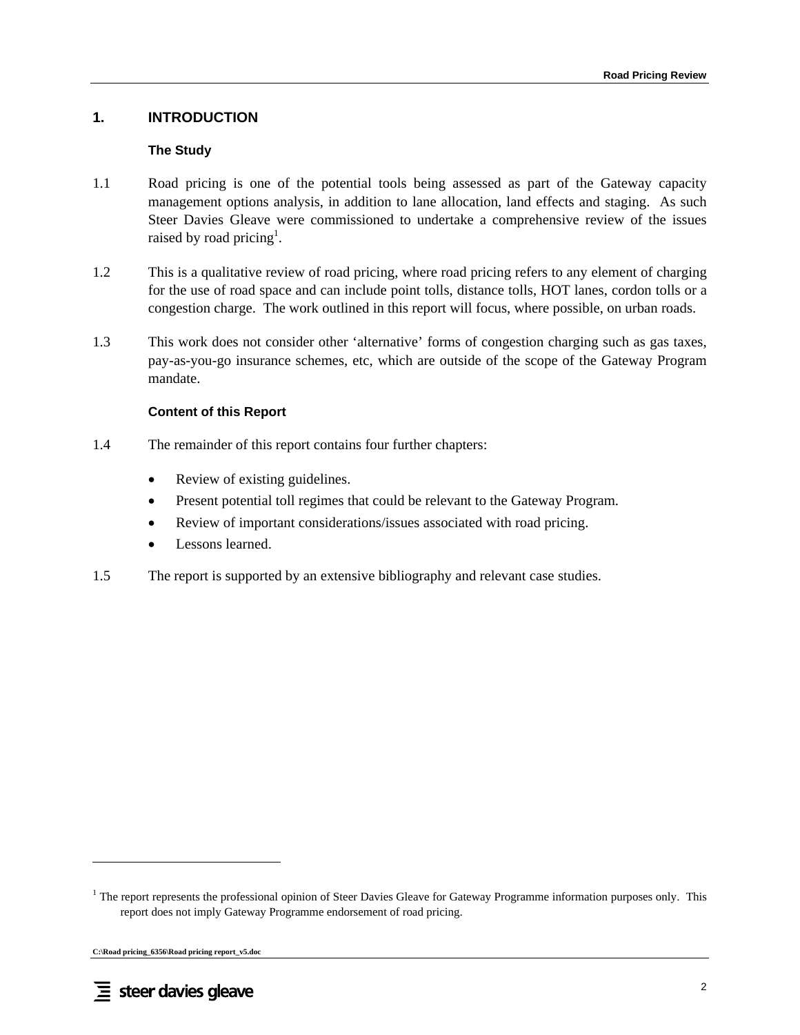# 1. INTRODUCTION

### The Study

1.1 Road pricing is one of the potential tools being assessed as part of the Gateway capacity management options analysis, in addition to lane allocation, land effects and staging. As such Steer Davies Gleave were commissioned to undertake a comprehensive review of the issues raised by road pricing[1].

1.2 This is a qualitative review of road pricing, where road pricing refers to any element of charging for the use of road space and can include point tolls, distance tolls, HOT lanes, cordon tolls or a congestion charge. The work outlined in this report will focus, where possible, on urban roads.

1.3 This work does not consider other 'alternative' forms of congestion charging such as gas taxes, pay-as-you-go insurance schemes, etc, which are outside of the scope of the Gateway Program mandate.

### Content of this Report

1.4 The remainder of this report contains four further chapters:

- Review of existing guidelines.
- Present potential toll regimes that could be relevant to the Gateway Program.
- Review of important considerations/issues associated with road pricing.
- Lessons learned.

1.5 The report is supported by an extensive bibliography and relevant case studies.

---

[1] The report represents the professional opinion of Steer Davies Gleave for Gateway Programme information purposes only. This report does not imply Gateway Programme endorsement of road pricing.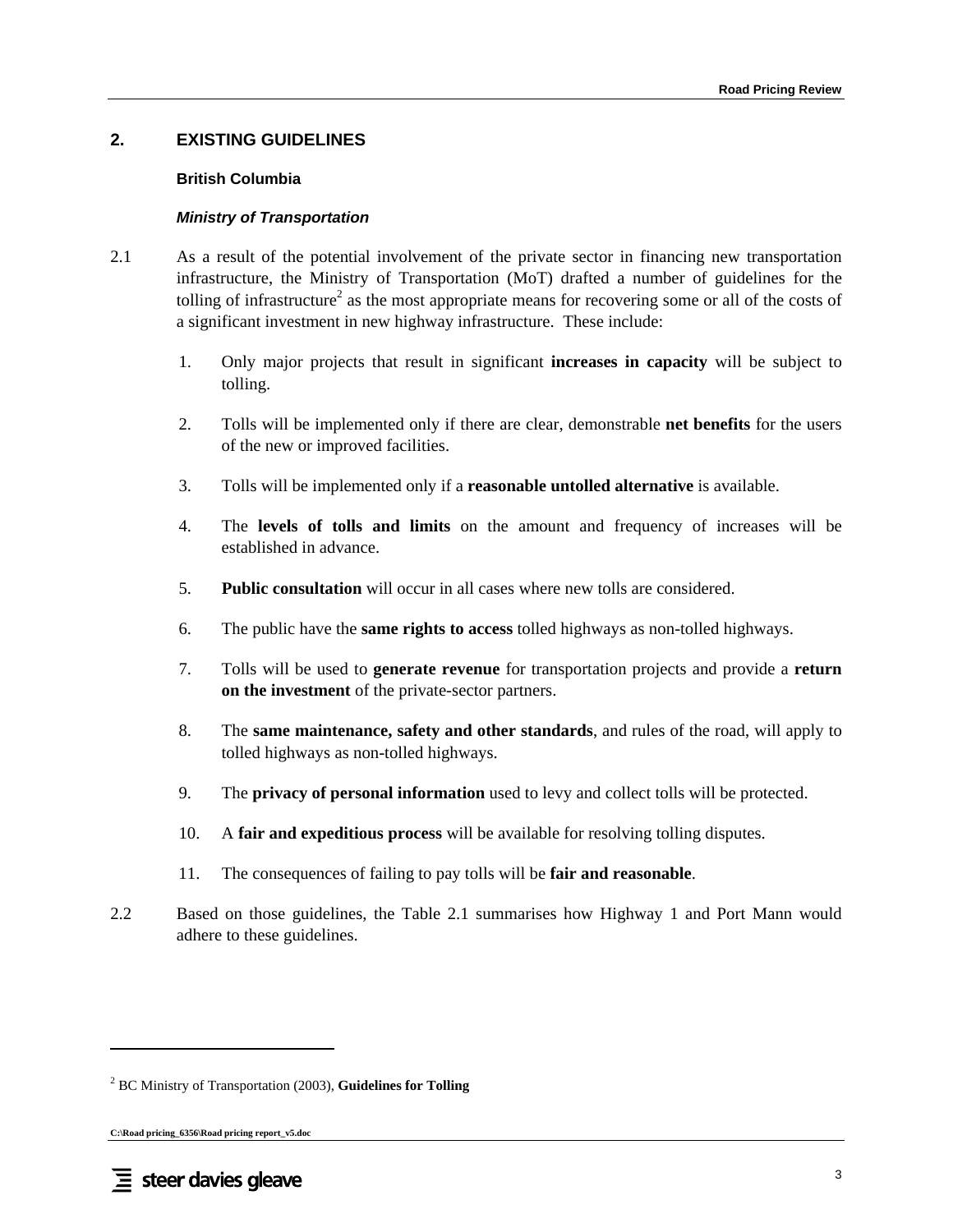## 2. EXISTING GUIDELINES

### British Columbia

#### *Ministry of Transportation*

2.1 As a result of the potential involvement of the private sector in financing new transportation infrastructure, the Ministry of Transportation (MoT) drafted a number of guidelines for the tolling of infrastructure[2] as the most appropriate means for recovering some or all of the costs of a significant investment in new highway infrastructure. These include:

1. Only major projects that result in significant **increases in capacity** will be subject to tolling.

2. Tolls will be implemented only if there are clear, demonstrable **net benefits** for the users of the new or improved facilities.

3. Tolls will be implemented only if a **reasonable untolled alternative** is available.

4. The **levels of tolls and limits** on the amount and frequency of increases will be established in advance.

5. **Public consultation** will occur in all cases where new tolls are considered.

6. The public have the **same rights to access** tolled highways as non-tolled highways.

7. Tolls will be used to **generate revenue** for transportation projects and provide a **return on the investment** of the private-sector partners.

8. The **same maintenance, safety and other standards**, and rules of the road, will apply to tolled highways as non-tolled highways.

9. The **privacy of personal information** used to levy and collect tolls will be protected.

10. A **fair and expeditious process** will be available for resolving tolling disputes.

11. The consequences of failing to pay tolls will be **fair and reasonable**.

2.2 Based on those guidelines, the Table 2.1 summarises how Highway 1 and Port Mann would adhere to these guidelines.

---

[2] BC Ministry of Transportation (2003), **Guidelines for Tolling**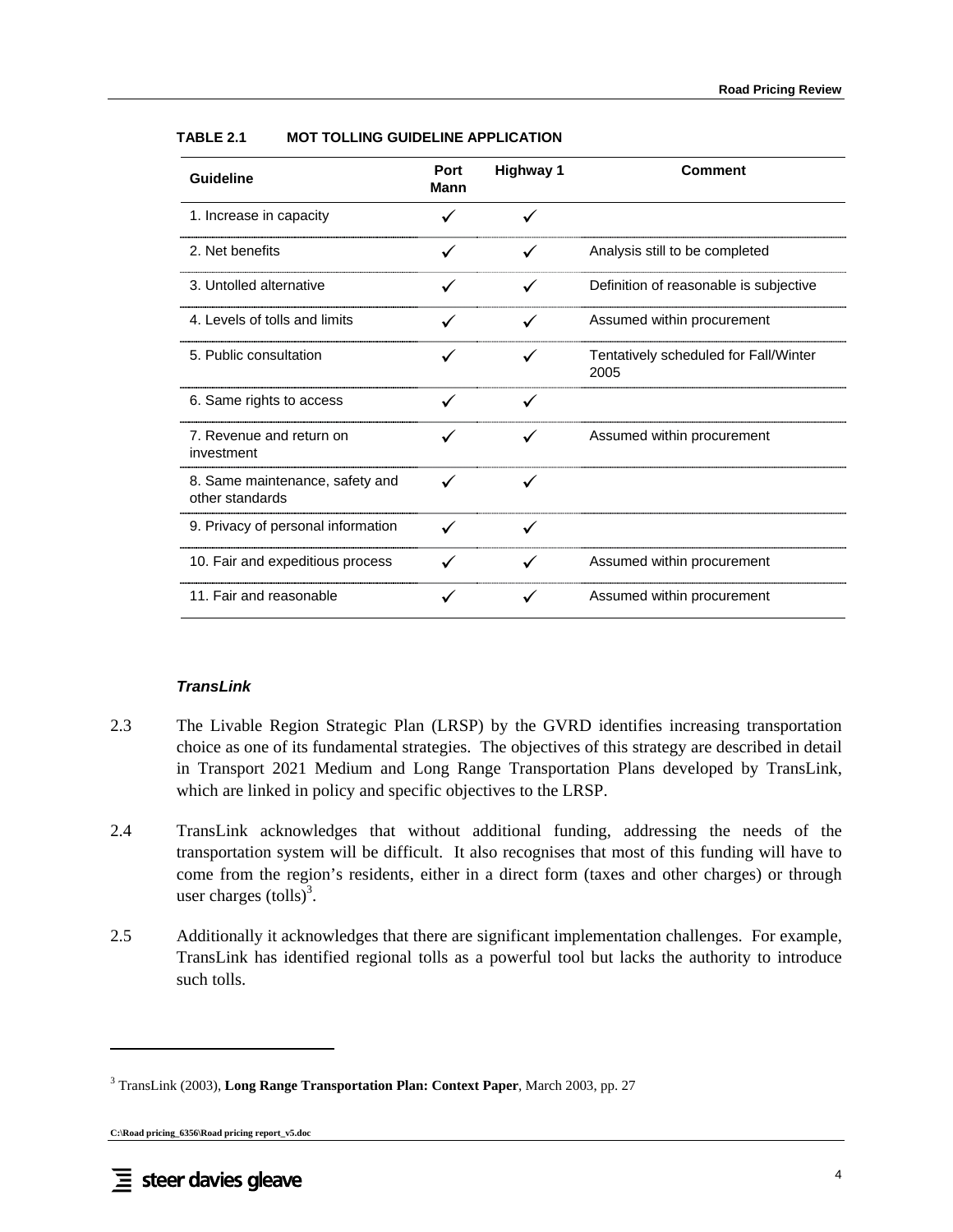**TABLE 2.1 MOT TOLLING GUIDELINE APPLICATION**

| Guideline | Port Mann | Highway 1 | Comment |
|---|---|---|---|
| 1. Increase in capacity | ✓ | ✓ | |
| 2. Net benefits | ✓ | ✓ | Analysis still to be completed |
| 3. Untolled alternative | ✓ | ✓ | Definition of reasonable is subjective |
| 4. Levels of tolls and limits | ✓ | ✓ | Assumed within procurement |
| 5. Public consultation | ✓ | ✓ | Tentatively scheduled for Fall/Winter 2005 |
| 6. Same rights to access | ✓ | ✓ | |
| 7. Revenue and return on investment | ✓ | ✓ | Assumed within procurement |
| 8. Same maintenance, safety and other standards | ✓ | ✓ | |
| 9. Privacy of personal information | ✓ | ✓ | |
| 10. Fair and expeditious process | ✓ | ✓ | Assumed within procurement |
| 11. Fair and reasonable | ✓ | ✓ | Assumed within procurement |

### *TransLink*

2.3 The Livable Region Strategic Plan (LRSP) by the GVRD identifies increasing transportation choice as one of its fundamental strategies. The objectives of this strategy are described in detail in Transport 2021 Medium and Long Range Transportation Plans developed by TransLink, which are linked in policy and specific objectives to the LRSP.

2.4 TransLink acknowledges that without additional funding, addressing the needs of the transportation system will be difficult. It also recognises that most of this funding will have to come from the region's residents, either in a direct form (taxes and other charges) or through user charges (tolls)[3].

2.5 Additionally it acknowledges that there are significant implementation challenges. For example, TransLink has identified regional tolls as a powerful tool but lacks the authority to introduce such tolls.

---

[3] TransLink (2003), **Long Range Transportation Plan: Context Paper**, March 2003, pp. 27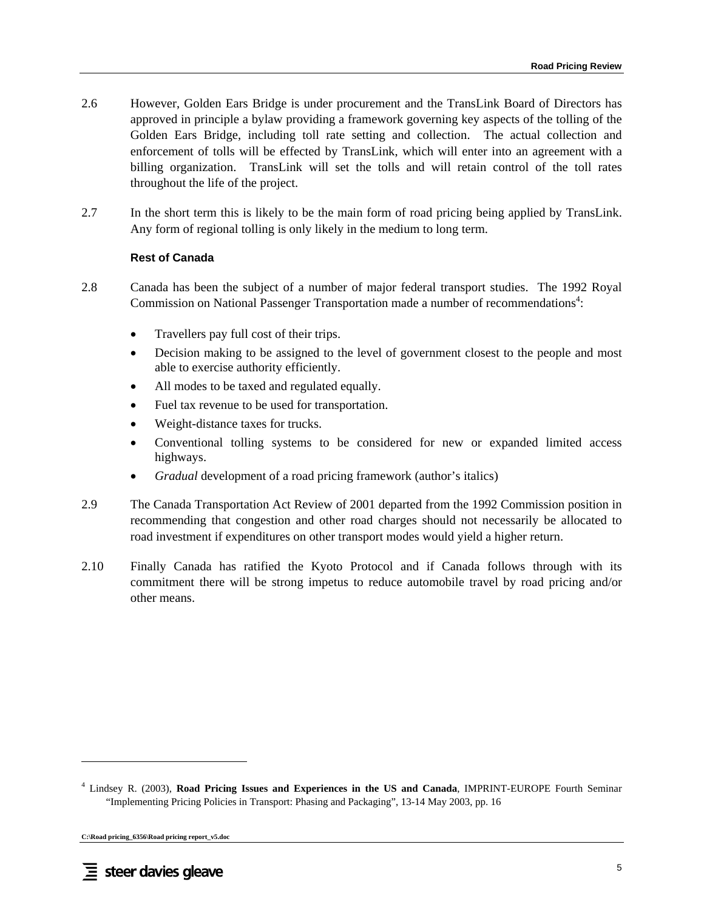2.6 However, Golden Ears Bridge is under procurement and the TransLink Board of Directors has approved in principle a bylaw providing a framework governing key aspects of the tolling of the Golden Ears Bridge, including toll rate setting and collection. The actual collection and enforcement of tolls will be effected by TransLink, which will enter into an agreement with a billing organization. TransLink will set the tolls and will retain control of the toll rates throughout the life of the project.

2.7 In the short term this is likely to be the main form of road pricing being applied by TransLink. Any form of regional tolling is only likely in the medium to long term.

### Rest of Canada

2.8 Canada has been the subject of a number of major federal transport studies. The 1992 Royal Commission on National Passenger Transportation made a number of recommendations[4]:

- Travellers pay full cost of their trips.
- Decision making to be assigned to the level of government closest to the people and most able to exercise authority efficiently.
- All modes to be taxed and regulated equally.
- Fuel tax revenue to be used for transportation.
- Weight-distance taxes for trucks.
- Conventional tolling systems to be considered for new or expanded limited access highways.
- *Gradual* development of a road pricing framework (author's italics)

2.9 The Canada Transportation Act Review of 2001 departed from the 1992 Commission position in recommending that congestion and other road charges should not necessarily be allocated to road investment if expenditures on other transport modes would yield a higher return.

2.10 Finally Canada has ratified the Kyoto Protocol and if Canada follows through with its commitment there will be strong impetus to reduce automobile travel by road pricing and/or other means.

---

[4] Lindsey R. (2003), **Road Pricing Issues and Experiences in the US and Canada**, IMPRINT-EUROPE Fourth Seminar "Implementing Pricing Policies in Transport: Phasing and Packaging", 13-14 May 2003, pp. 16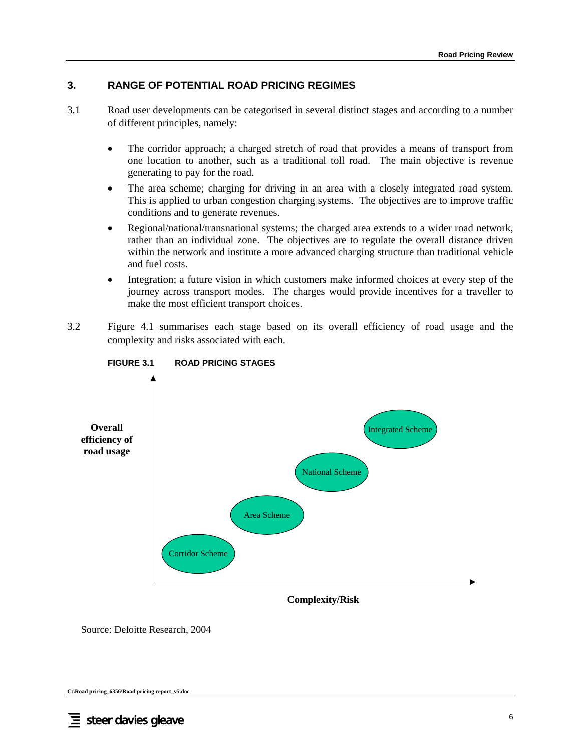## 3. RANGE OF POTENTIAL ROAD PRICING REGIMES

3.1 Road user developments can be categorised in several distinct stages and according to a number of different principles, namely:

- The corridor approach; a charged stretch of road that provides a means of transport from one location to another, such as a traditional toll road. The main objective is revenue generating to pay for the road.
- The area scheme; charging for driving in an area with a closely integrated road system. This is applied to urban congestion charging systems. The objectives are to improve traffic conditions and to generate revenues.
- Regional/national/transnational systems; the charged area extends to a wider road network, rather than an individual zone. The objectives are to regulate the overall distance driven within the network and institute a more advanced charging structure than traditional vehicle and fuel costs.
- Integration; a future vision in which customers make informed choices at every step of the journey across transport modes. The charges would provide incentives for a traveller to make the most efficient transport choices.

3.2 Figure 4.1 summarises each stage based on its overall efficiency of road usage and the complexity and risks associated with each.

**FIGURE 3.1 ROAD PRICING STAGES**

Overall efficiency of road usage

Integrated Scheme

National Scheme

Area Scheme

Corridor Scheme

Complexity/Risk

Source: Deloitte Research, 2004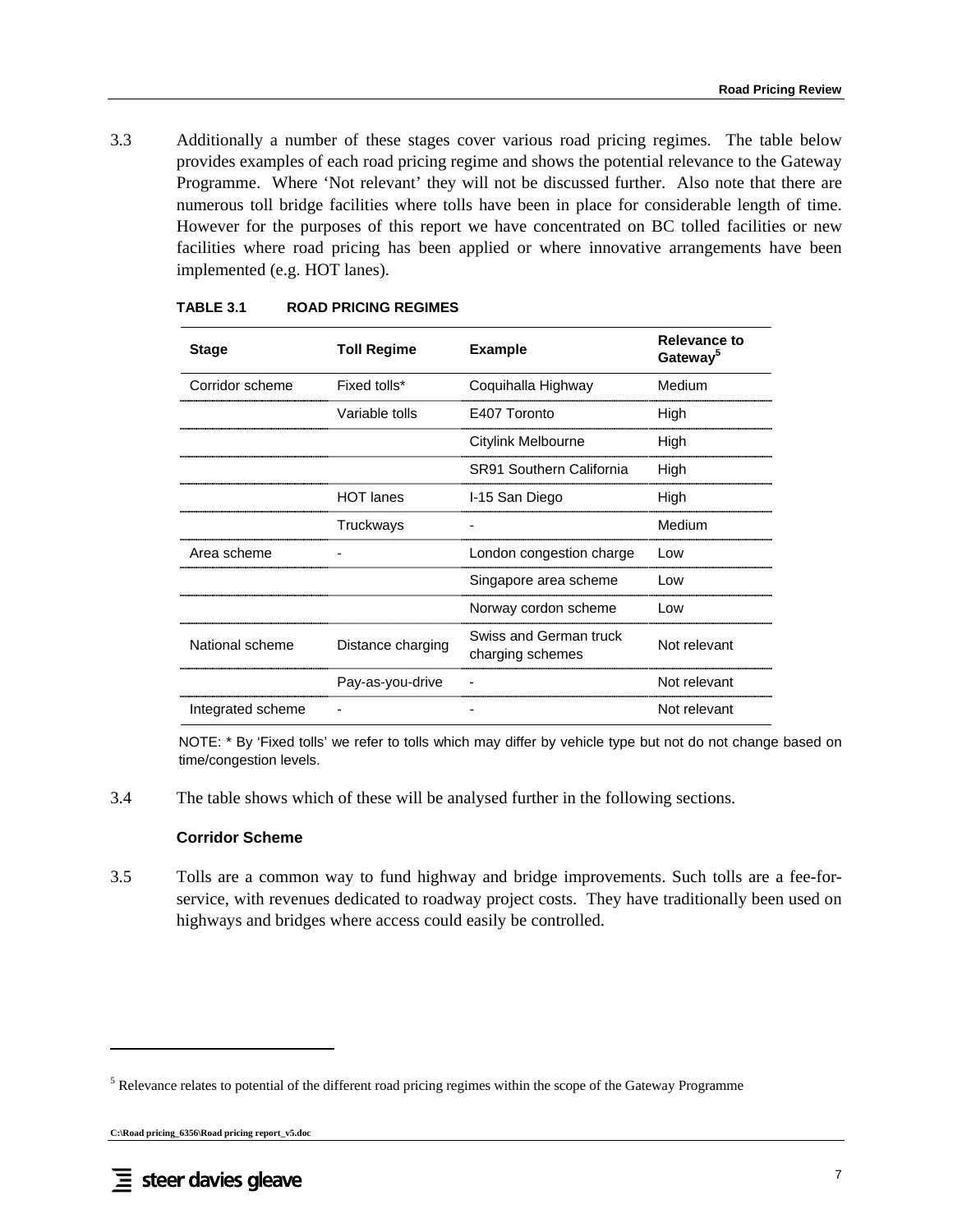3.3 Additionally a number of these stages cover various road pricing regimes. The table below provides examples of each road pricing regime and shows the potential relevance to the Gateway Programme. Where 'Not relevant' they will not be discussed further. Also note that there are numerous toll bridge facilities where tolls have been in place for considerable length of time. However for the purposes of this report we have concentrated on BC tolled facilities or new facilities where road pricing has been applied or where innovative arrangements have been implemented (e.g. HOT lanes).

**TABLE 3.1 ROAD PRICING REGIMES**

| Stage | Toll Regime | Example | Relevance to Gateway[5] |
|---|---|---|---|
| Corridor scheme | Fixed tolls* | Coquihalla Highway | Medium |
| | Variable tolls | E407 Toronto | High |
| | | Citylink Melbourne | High |
| | | SR91 Southern California | High |
| | HOT lanes | I-15 San Diego | High |
| | Truckways | - | Medium |
| Area scheme | - | London congestion charge | Low |
| | | Singapore area scheme | Low |
| | | Norway cordon scheme | Low |
| National scheme | Distance charging | Swiss and German truck charging schemes | Not relevant |
| | Pay-as-you-drive | - | Not relevant |
| Integrated scheme | - | - | Not relevant |

NOTE: * By 'Fixed tolls' we refer to tolls which may differ by vehicle type but not do not change based on time/congestion levels.

3.4 The table shows which of these will be analysed further in the following sections.

### Corridor Scheme

3.5 Tolls are a common way to fund highway and bridge improvements. Such tolls are a fee-for-service, with revenues dedicated to roadway project costs. They have traditionally been used on highways and bridges where access could easily be controlled.

[5] Relevance relates to potential of the different road pricing regimes within the scope of the Gateway Programme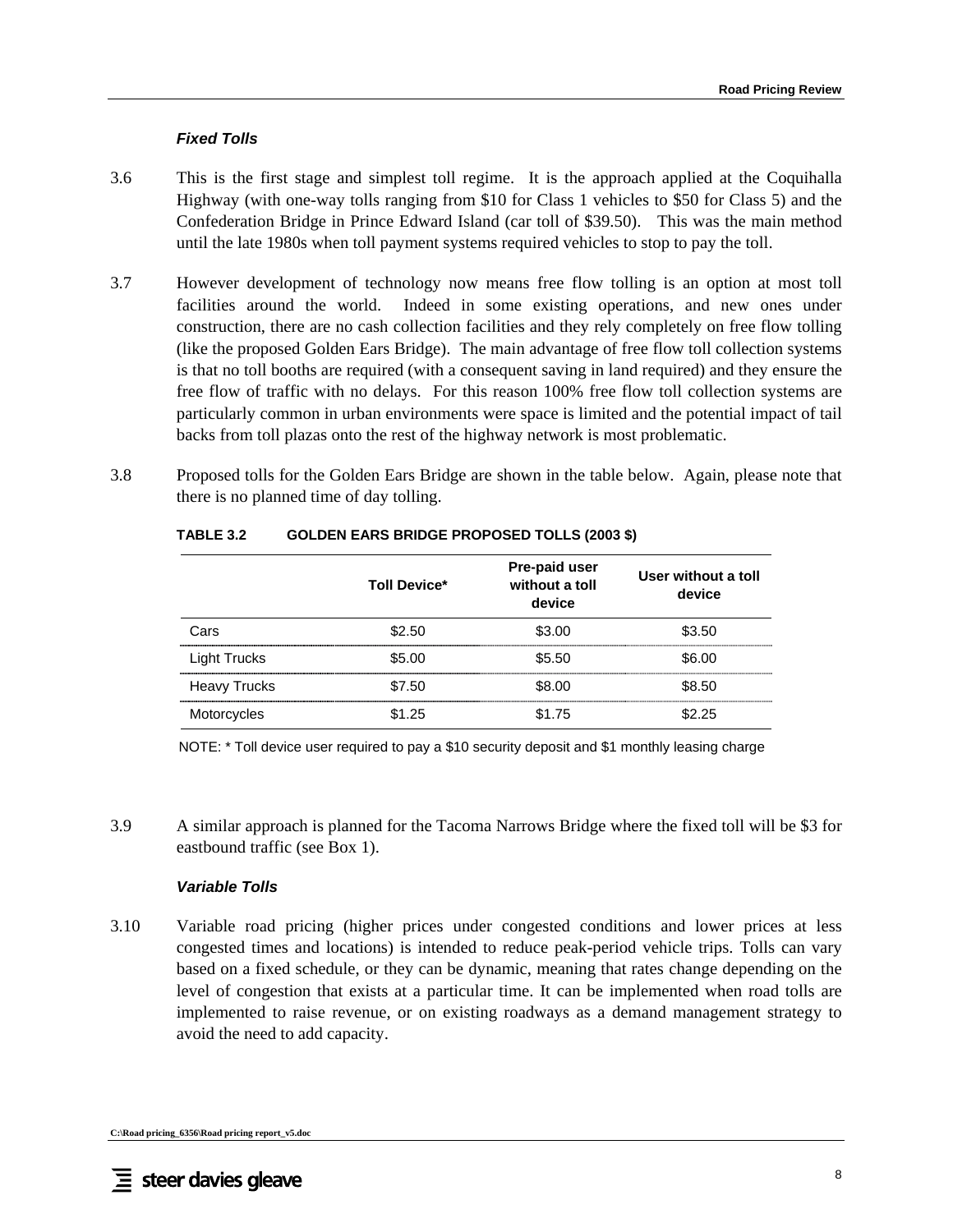#### *Fixed Tolls*

3.6 This is the first stage and simplest toll regime. It is the approach applied at the Coquihalla Highway (with one-way tolls ranging from $10 for Class 1 vehicles to $50 for Class 5) and the Confederation Bridge in Prince Edward Island (car toll of $39.50). This was the main method until the late 1980s when toll payment systems required vehicles to stop to pay the toll.

3.7 However development of technology now means free flow tolling is an option at most toll facilities around the world. Indeed in some existing operations, and new ones under construction, there are no cash collection facilities and they rely completely on free flow tolling (like the proposed Golden Ears Bridge). The main advantage of free flow toll collection systems is that no toll booths are required (with a consequent saving in land required) and they ensure the free flow of traffic with no delays. For this reason 100% free flow toll collection systems are particularly common in urban environments were space is limited and the potential impact of tail backs from toll plazas onto the rest of the highway network is most problematic.

3.8 Proposed tolls for the Golden Ears Bridge are shown in the table below. Again, please note that there is no planned time of day tolling.

**TABLE 3.2 GOLDEN EARS BRIDGE PROPOSED TOLLS (2003 $)**

| | Toll Device* | Pre-paid user without a toll device | User without a toll device |
|---|---|---|---|
| Cars | $2.50 | $3.00 | $3.50 |
| Light Trucks | $5.00 | $5.50 | $6.00 |
| Heavy Trucks | $7.50 | $8.00 | $8.50 |
| Motorcycles | $1.25 | $1.75 | $2.25 |

NOTE: * Toll device user required to pay a $10 security deposit and $1 monthly leasing charge

3.9 A similar approach is planned for the Tacoma Narrows Bridge where the fixed toll will be $3 for eastbound traffic (see Box 1).

#### *Variable Tolls*

3.10 Variable road pricing (higher prices under congested conditions and lower prices at less congested times and locations) is intended to reduce peak-period vehicle trips. Tolls can vary based on a fixed schedule, or they can be dynamic, meaning that rates change depending on the level of congestion that exists at a particular time. It can be implemented when road tolls are implemented to raise revenue, or on existing roadways as a demand management strategy to avoid the need to add capacity.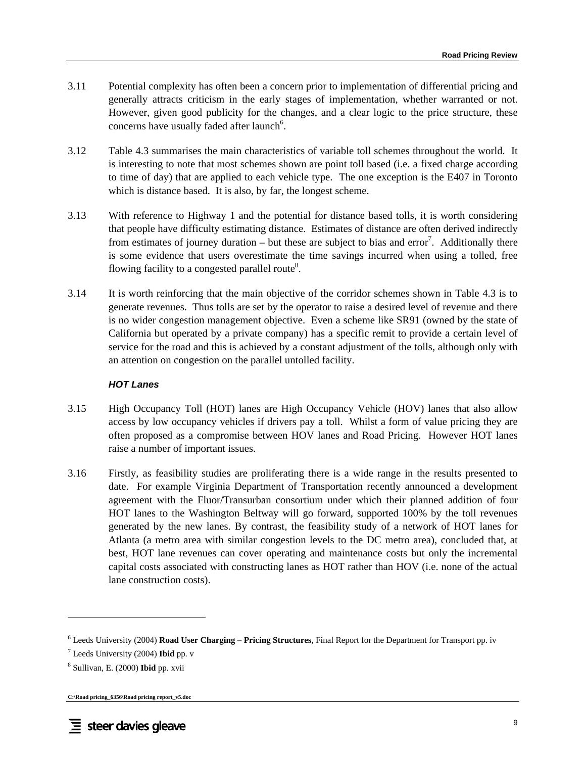3.11 Potential complexity has often been a concern prior to implementation of differential pricing and generally attracts criticism in the early stages of implementation, whether warranted or not. However, given good publicity for the changes, and a clear logic to the price structure, these concerns have usually faded after launch[6].

3.12 Table 4.3 summarises the main characteristics of variable toll schemes throughout the world. It is interesting to note that most schemes shown are point toll based (i.e. a fixed charge according to time of day) that are applied to each vehicle type. The one exception is the E407 in Toronto which is distance based. It is also, by far, the longest scheme.

3.13 With reference to Highway 1 and the potential for distance based tolls, it is worth considering that people have difficulty estimating distance. Estimates of distance are often derived indirectly from estimates of journey duration – but these are subject to bias and error[7]. Additionally there is some evidence that users overestimate the time savings incurred when using a tolled, free flowing facility to a congested parallel route[8].

3.14 It is worth reinforcing that the main objective of the corridor schemes shown in Table 4.3 is to generate revenues. Thus tolls are set by the operator to raise a desired level of revenue and there is no wider congestion management objective. Even a scheme like SR91 (owned by the state of California but operated by a private company) has a specific remit to provide a certain level of service for the road and this is achieved by a constant adjustment of the tolls, although only with an attention on congestion on the parallel untolled facility.

### *HOT Lanes*

3.15 High Occupancy Toll (HOT) lanes are High Occupancy Vehicle (HOV) lanes that also allow access by low occupancy vehicles if drivers pay a toll. Whilst a form of value pricing they are often proposed as a compromise between HOV lanes and Road Pricing. However HOT lanes raise a number of important issues.

3.16 Firstly, as feasibility studies are proliferating there is a wide range in the results presented to date. For example Virginia Department of Transportation recently announced a development agreement with the Fluor/Transurban consortium under which their planned addition of four HOT lanes to the Washington Beltway will go forward, supported 100% by the toll revenues generated by the new lanes. By contrast, the feasibility study of a network of HOT lanes for Atlanta (a metro area with similar congestion levels to the DC metro area), concluded that, at best, HOT lane revenues can cover operating and maintenance costs but only the incremental capital costs associated with constructing lanes as HOT rather than HOV (i.e. none of the actual lane construction costs).

---

[6] Leeds University (2004) **Road User Charging – Pricing Structures**, Final Report for the Department for Transport pp. iv

[7] Leeds University (2004) **Ibid** pp. v

[8] Sullivan, E. (2000) **Ibid** pp. xvii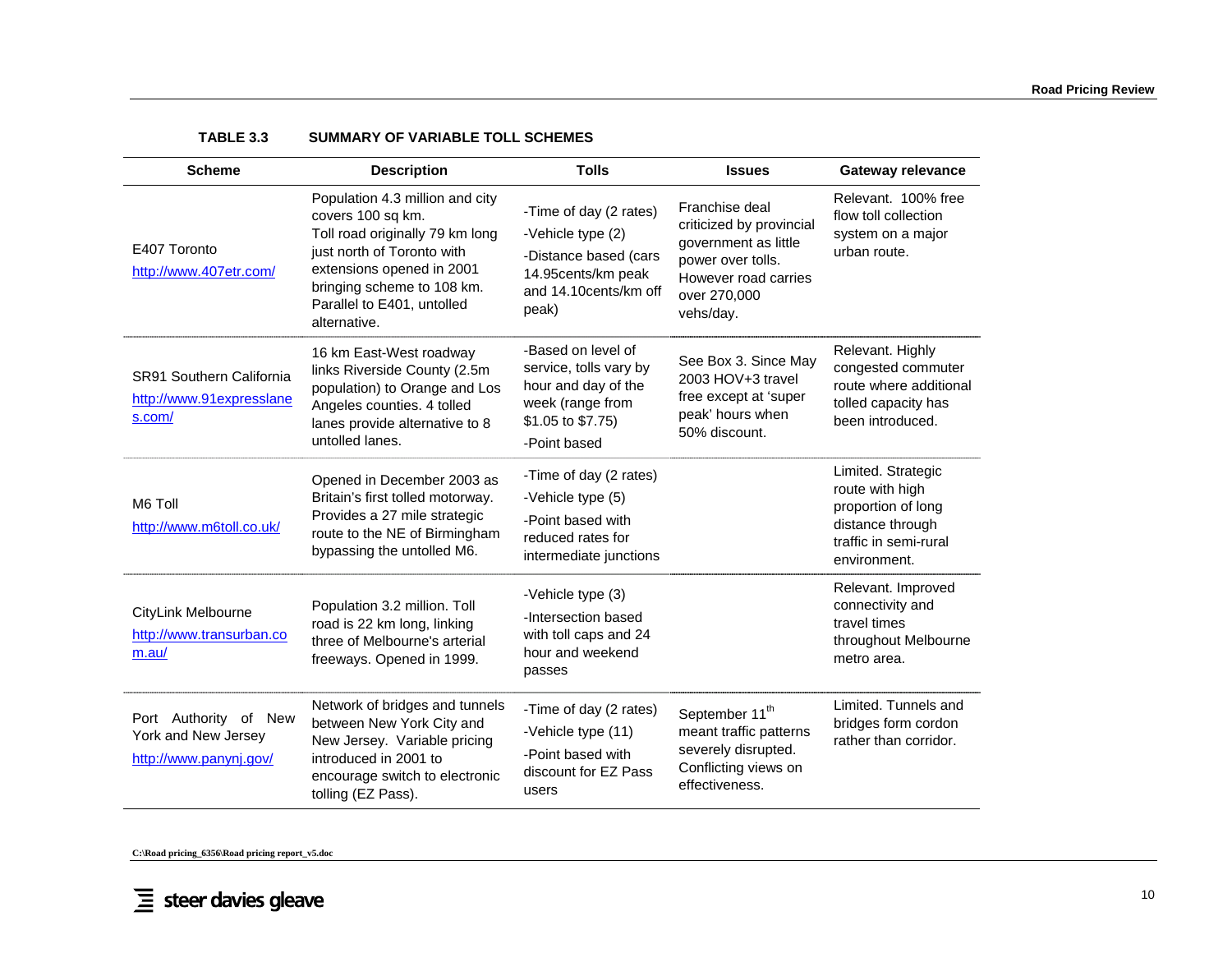**TABLE 3.3 SUMMARY OF VARIABLE TOLL SCHEMES**

| Scheme | Description | Tolls | Issues | Gateway relevance |
|---|---|---|---|---|
| E407 Toronto http://www.407etr.com/ | Population 4.3 million and city covers 100 sq km. Toll road originally 79 km long just north of Toronto with extensions opened in 2001 bringing scheme to 108 km. Parallel to E401, untolled alternative. | -Time of day (2 rates) -Vehicle type (2) -Distance based (cars 14.95cents/km peak and 14.10cents/km off peak) | Franchise deal criticized by provincial government as little power over tolls. However road carries over 270,000 vehs/day. | Relevant. 100% free flow toll collection system on a major urban route. |
| SR91 Southern California http://www.91expresslanes.com/ | 16 km East-West roadway links Riverside County (2.5m population) to Orange and Los Angeles counties. 4 tolled lanes provide alternative to 8 untolled lanes. | -Based on level of service, tolls vary by hour and day of the week (range from $1.05 to $7.75) -Point based | See Box 3. Since May 2003 HOV+3 travel free except at 'super peak' hours when 50% discount. | Relevant. Highly congested commuter route where additional tolled capacity has been introduced. |
| M6 Toll http://www.m6toll.co.uk/ | Opened in December 2003 as Britain's first tolled motorway. Provides a 27 mile strategic route to the NE of Birmingham bypassing the untolled M6. | -Time of day (2 rates) -Vehicle type (5) -Point based with reduced rates for intermediate junctions | | Limited. Strategic route with high proportion of long distance through traffic in semi-rural environment. |
| CityLink Melbourne http://www.transurban.com.au/ | Population 3.2 million. Toll road is 22 km long, linking three of Melbourne's arterial freeways. Opened in 1999. | -Vehicle type (3) -Intersection based with toll caps and 24 hour and weekend passes | | Relevant. Improved connectivity and travel times throughout Melbourne metro area. |
| Port Authority of New York and New Jersey http://www.panynj.gov/ | Network of bridges and tunnels between New York City and New Jersey. Variable pricing introduced in 2001 to encourage switch to electronic tolling (EZ Pass). | -Time of day (2 rates) -Vehicle type (11) -Point based with discount for EZ Pass users | September 11th meant traffic patterns severely disrupted. Conflicting views on effectiveness. | Limited. Tunnels and bridges form cordon rather than corridor. |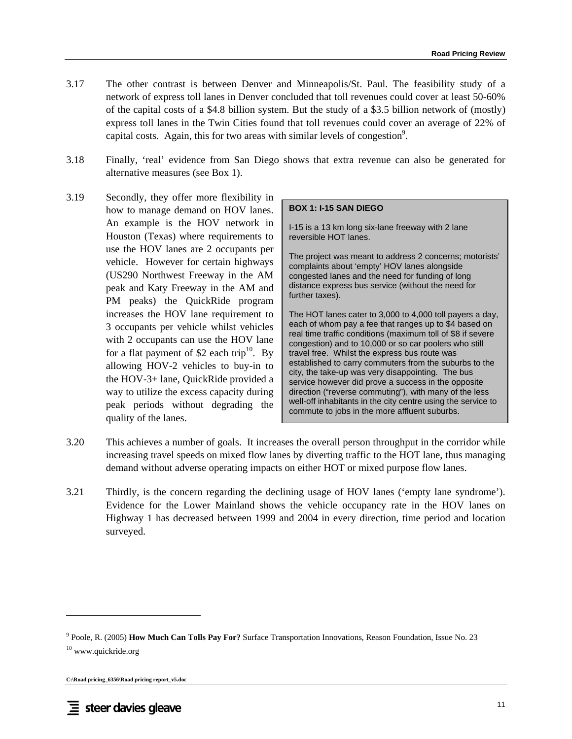3.17 The other contrast is between Denver and Minneapolis/St. Paul. The feasibility study of a network of express toll lanes in Denver concluded that toll revenues could cover at least 50-60% of the capital costs of a $4.8 billion system. But the study of a $3.5 billion network of (mostly) express toll lanes in the Twin Cities found that toll revenues could cover an average of 22% of capital costs. Again, this for two areas with similar levels of congestion[9].

3.18 Finally, 'real' evidence from San Diego shows that extra revenue can also be generated for alternative measures (see Box 1).

3.19 Secondly, they offer more flexibility in how to manage demand on HOV lanes. An example is the HOV network in Houston (Texas) where requirements to use the HOV lanes are 2 occupants per vehicle. However for certain highways (US290 Northwest Freeway in the AM peak and Katy Freeway in the AM and PM peaks) the QuickRide program increases the HOV lane requirement to 3 occupants per vehicle whilst vehicles with 2 occupants can use the HOV lane for a flat payment of $2 each trip[10]. By allowing HOV-2 vehicles to buy-in to the HOV-3+ lane, QuickRide provided a way to utilize the excess capacity during peak periods without degrading the quality of the lanes.

> **BOX 1: I-15 SAN DIEGO**
>
> I-15 is a 13 km long six-lane freeway with 2 lane reversible HOT lanes.
>
> The project was meant to address 2 concerns; motorists' complaints about 'empty' HOV lanes alongside congested lanes and the need for funding of long distance express bus service (without the need for further taxes).
>
> The HOT lanes cater to 3,000 to 4,000 toll payers a day, each of whom pay a fee that ranges up to $4 based on real time traffic conditions (maximum toll of $8 if severe congestion) and to 10,000 or so car poolers who still travel free. Whilst the express bus route was established to carry commuters from the suburbs to the city, the take-up was very disappointing. The bus service however did prove a success in the opposite direction ("reverse commuting"), with many of the less well-off inhabitants in the city centre using the service to commute to jobs in the more affluent suburbs.

3.20 This achieves a number of goals. It increases the overall person throughput in the corridor while increasing travel speeds on mixed flow lanes by diverting traffic to the HOT lane, thus managing demand without adverse operating impacts on either HOT or mixed purpose flow lanes.

3.21 Thirdly, is the concern regarding the declining usage of HOV lanes ('empty lane syndrome'). Evidence for the Lower Mainland shows the vehicle occupancy rate in the HOV lanes on Highway 1 has decreased between 1999 and 2004 in every direction, time period and location surveyed.

---

[9] Poole, R. (2005) **How Much Can Tolls Pay For?** Surface Transportation Innovations, Reason Foundation, Issue No. 23

[10] www.quickride.org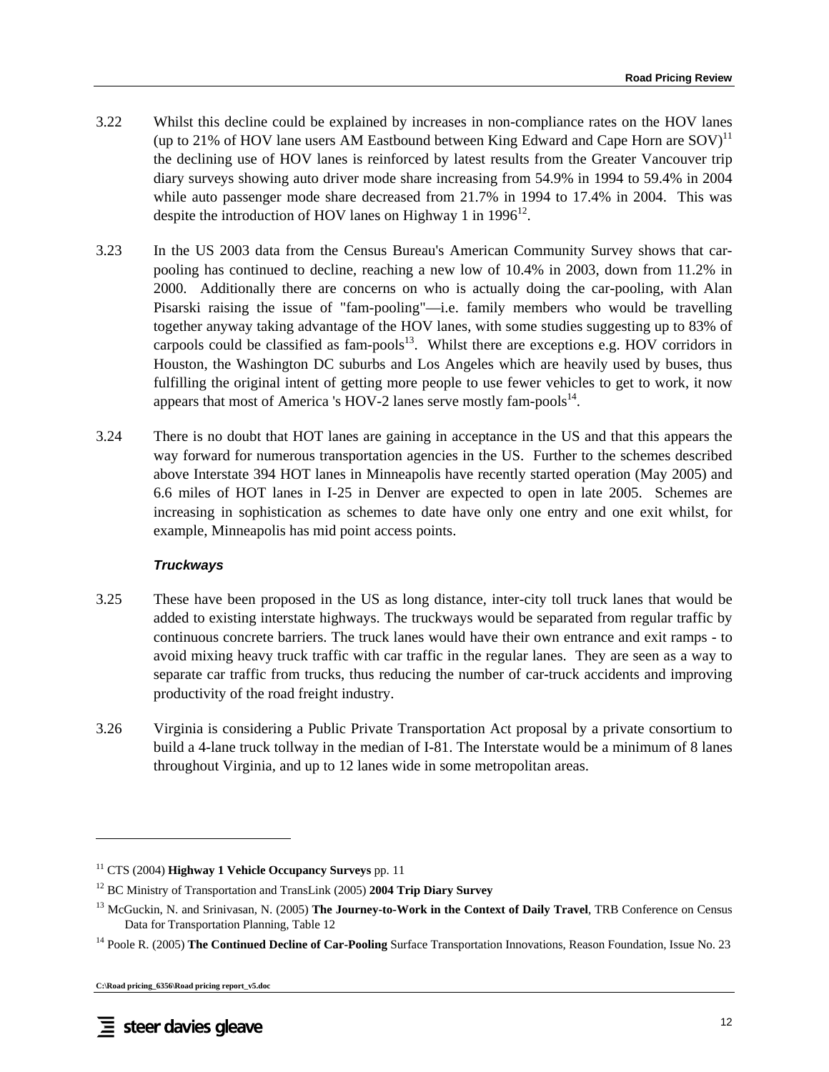3.22 Whilst this decline could be explained by increases in non-compliance rates on the HOV lanes (up to 21% of HOV lane users AM Eastbound between King Edward and Cape Horn are SOV)[11] the declining use of HOV lanes is reinforced by latest results from the Greater Vancouver trip diary surveys showing auto driver mode share increasing from 54.9% in 1994 to 59.4% in 2004 while auto passenger mode share decreased from 21.7% in 1994 to 17.4% in 2004. This was despite the introduction of HOV lanes on Highway 1 in 1996[12].

3.23 In the US 2003 data from the Census Bureau's American Community Survey shows that car-pooling has continued to decline, reaching a new low of 10.4% in 2003, down from 11.2% in 2000. Additionally there are concerns on who is actually doing the car-pooling, with Alan Pisarski raising the issue of "fam-pooling"—i.e. family members who would be travelling together anyway taking advantage of the HOV lanes, with some studies suggesting up to 83% of carpools could be classified as fam-pools[13]. Whilst there are exceptions e.g. HOV corridors in Houston, the Washington DC suburbs and Los Angeles which are heavily used by buses, thus fulfilling the original intent of getting more people to use fewer vehicles to get to work, it now appears that most of America 's HOV-2 lanes serve mostly fam-pools[14].

3.24 There is no doubt that HOT lanes are gaining in acceptance in the US and that this appears the way forward for numerous transportation agencies in the US. Further to the schemes described above Interstate 394 HOT lanes in Minneapolis have recently started operation (May 2005) and 6.6 miles of HOT lanes in I-25 in Denver are expected to open in late 2005. Schemes are increasing in sophistication as schemes to date have only one entry and one exit whilst, for example, Minneapolis has mid point access points.

### *Truckways*

3.25 These have been proposed in the US as long distance, inter-city toll truck lanes that would be added to existing interstate highways. The truckways would be separated from regular traffic by continuous concrete barriers. The truck lanes would have their own entrance and exit ramps - to avoid mixing heavy truck traffic with car traffic in the regular lanes. They are seen as a way to separate car traffic from trucks, thus reducing the number of car-truck accidents and improving productivity of the road freight industry.

3.26 Virginia is considering a Public Private Transportation Act proposal by a private consortium to build a 4-lane truck tollway in the median of I-81. The Interstate would be a minimum of 8 lanes throughout Virginia, and up to 12 lanes wide in some metropolitan areas.

---

[11] CTS (2004) **Highway 1 Vehicle Occupancy Surveys** pp. 11

[12] BC Ministry of Transportation and TransLink (2005) **2004 Trip Diary Survey**

[13] McGuckin, N. and Srinivasan, N. (2005) **The Journey-to-Work in the Context of Daily Travel**, TRB Conference on Census Data for Transportation Planning, Table 12

[14] Poole R. (2005) **The Continued Decline of Car-Pooling** Surface Transportation Innovations, Reason Foundation, Issue No. 23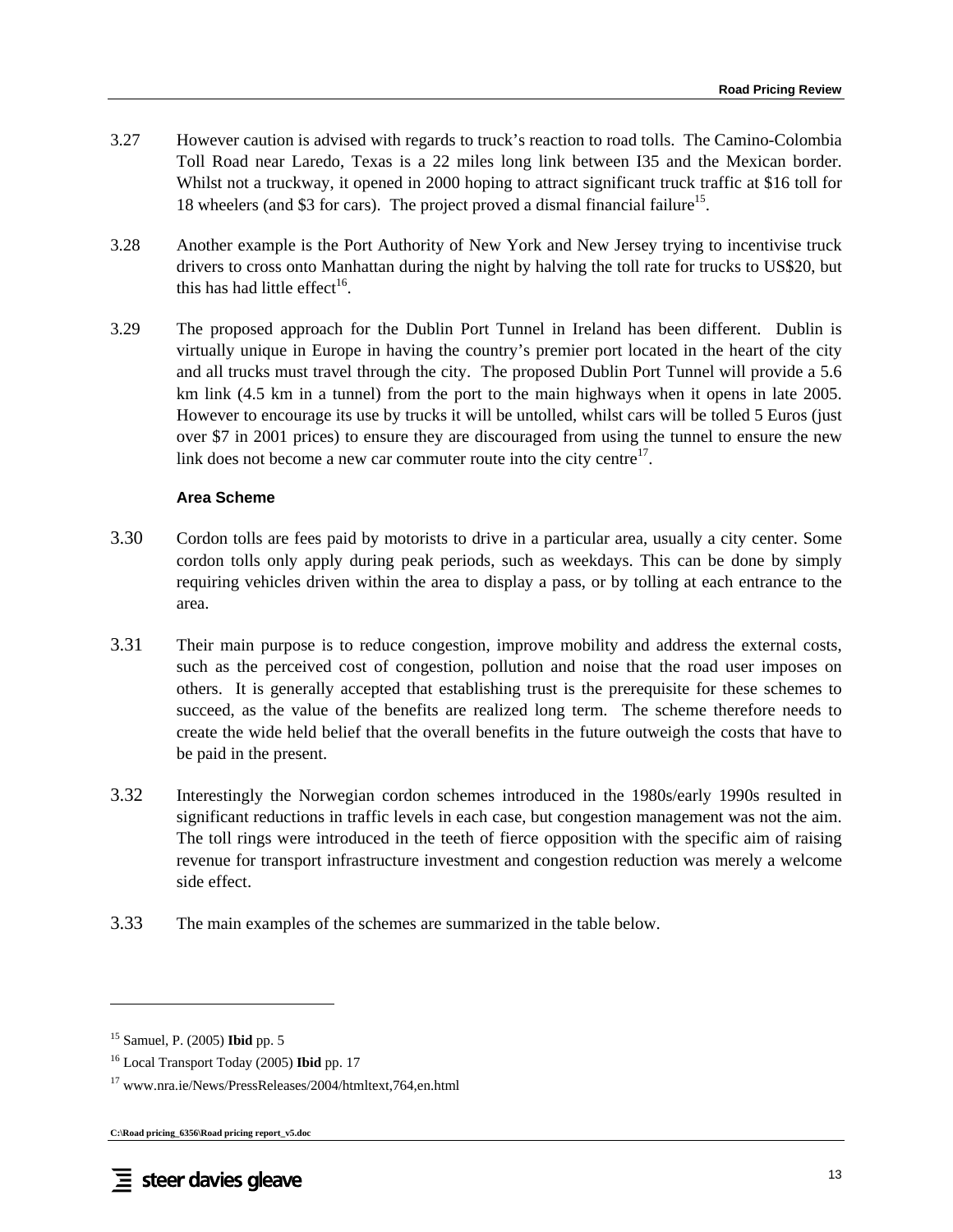3.27 However caution is advised with regards to truck's reaction to road tolls. The Camino-Colombia Toll Road near Laredo, Texas is a 22 miles long link between I35 and the Mexican border. Whilst not a truckway, it opened in 2000 hoping to attract significant truck traffic at $16 toll for 18 wheelers (and $3 for cars). The project proved a dismal financial failure[15].

3.28 Another example is the Port Authority of New York and New Jersey trying to incentivise truck drivers to cross onto Manhattan during the night by halving the toll rate for trucks to US$20, but this has had little effect[16].

3.29 The proposed approach for the Dublin Port Tunnel in Ireland has been different. Dublin is virtually unique in Europe in having the country's premier port located in the heart of the city and all trucks must travel through the city. The proposed Dublin Port Tunnel will provide a 5.6 km link (4.5 km in a tunnel) from the port to the main highways when it opens in late 2005. However to encourage its use by trucks it will be untolled, whilst cars will be tolled 5 Euros (just over $7 in 2001 prices) to ensure they are discouraged from using the tunnel to ensure the new link does not become a new car commuter route into the city centre[17].

#### Area Scheme

3.30 Cordon tolls are fees paid by motorists to drive in a particular area, usually a city center. Some cordon tolls only apply during peak periods, such as weekdays. This can be done by simply requiring vehicles driven within the area to display a pass, or by tolling at each entrance to the area.

3.31 Their main purpose is to reduce congestion, improve mobility and address the external costs, such as the perceived cost of congestion, pollution and noise that the road user imposes on others. It is generally accepted that establishing trust is the prerequisite for these schemes to succeed, as the value of the benefits are realized long term. The scheme therefore needs to create the wide held belief that the overall benefits in the future outweigh the costs that have to be paid in the present.

3.32 Interestingly the Norwegian cordon schemes introduced in the 1980s/early 1990s resulted in significant reductions in traffic levels in each case, but congestion management was not the aim. The toll rings were introduced in the teeth of fierce opposition with the specific aim of raising revenue for transport infrastructure investment and congestion reduction was merely a welcome side effect.

3.33 The main examples of the schemes are summarized in the table below.

---

[15] Samuel, P. (2005) **Ibid** pp. 5

[16] Local Transport Today (2005) **Ibid** pp. 17

[17] www.nra.ie/News/PressReleases/2004/htmltext,764,en.html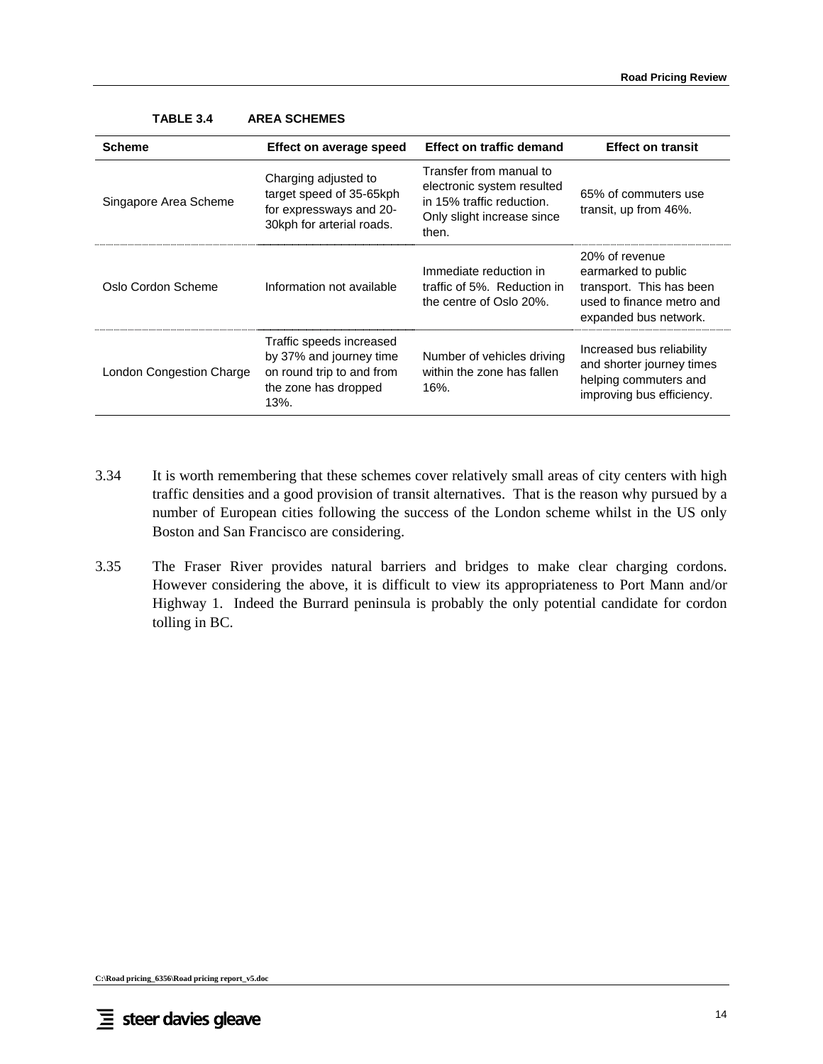**TABLE 3.4 AREA SCHEMES**

| Scheme | Effect on average speed | Effect on traffic demand | Effect on transit |
|---|---|---|---|
| Singapore Area Scheme | Charging adjusted to target speed of 35-65kph for expressways and 20-30kph for arterial roads. | Transfer from manual to electronic system resulted in 15% traffic reduction. Only slight increase since then. | 65% of commuters use transit, up from 46%. |
| Oslo Cordon Scheme | Information not available | Immediate reduction in traffic of 5%. Reduction in the centre of Oslo 20%. | 20% of revenue earmarked to public transport. This has been used to finance metro and expanded bus network. |
| London Congestion Charge | Traffic speeds increased by 37% and journey time on round trip to and from the zone has dropped 13%. | Number of vehicles driving within the zone has fallen 16%. | Increased bus reliability and shorter journey times helping commuters and improving bus efficiency. |

3.34 It is worth remembering that these schemes cover relatively small areas of city centers with high traffic densities and a good provision of transit alternatives. That is the reason why pursued by a number of European cities following the success of the London scheme whilst in the US only Boston and San Francisco are considering.

3.35 The Fraser River provides natural barriers and bridges to make clear charging cordons. However considering the above, it is difficult to view its appropriateness to Port Mann and/or Highway 1. Indeed the Burrard peninsula is probably the only potential candidate for cordon tolling in BC.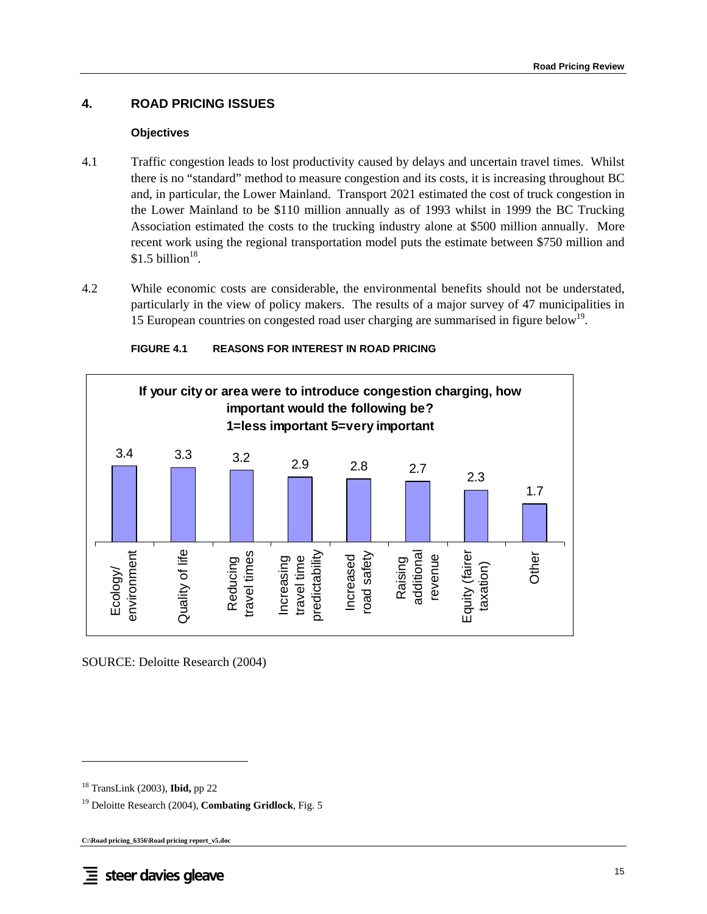## 4. ROAD PRICING ISSUES

### Objectives

4.1 Traffic congestion leads to lost productivity caused by delays and uncertain travel times. Whilst there is no "standard" method to measure congestion and its costs, it is increasing throughout BC and, in particular, the Lower Mainland. Transport 2021 estimated the cost of truck congestion in the Lower Mainland to be $110 million annually as of 1993 whilst in 1999 the BC Trucking Association estimated the costs to the trucking industry alone at $500 million annually. More recent work using the regional transportation model puts the estimate between $750 million and $1.5 billion[18].

4.2 While economic costs are considerable, the environmental benefits should not be understated, particularly in the view of policy makers. The results of a major survey of 47 municipalities in 15 European countries on congested road user charging are summarised in figure below[19].

**FIGURE 4.1 REASONS FOR INTEREST IN ROAD PRICING**

**If your city or area were to introduce congestion charging, how important would the following be? 1=less important 5=very important**

| Reason | Score |
|---|---|
| Ecology/ environment | 3.4 |
| Quality of life | 3.3 |
| Reducing travel times | 3.2 |
| Increasing travel time predictability | 2.9 |
| Increased road safety | 2.8 |
| Raising additional revenue | 2.7 |
| Equity (fairer taxation) | 2.3 |
| Other | 1.7 |

SOURCE: Deloitte Research (2004)

---

[18] TransLink (2003), **Ibid,** pp 22

[19] Deloitte Research (2004), **Combating Gridlock**, Fig. 5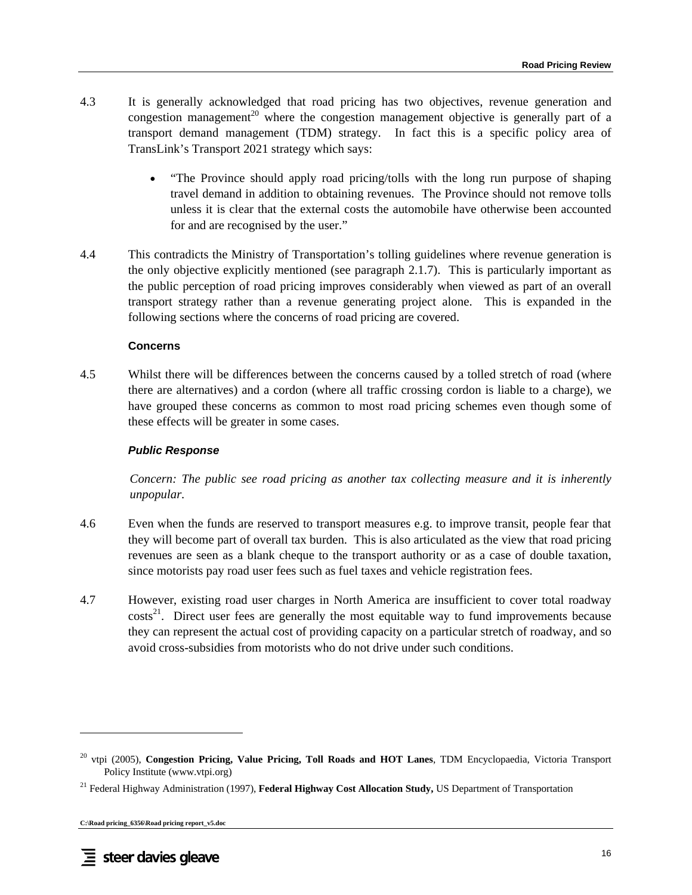4.3 It is generally acknowledged that road pricing has two objectives, revenue generation and congestion management[20] where the congestion management objective is generally part of a transport demand management (TDM) strategy. In fact this is a specific policy area of TransLink's Transport 2021 strategy which says:

- "The Province should apply road pricing/tolls with the long run purpose of shaping travel demand in addition to obtaining revenues. The Province should not remove tolls unless it is clear that the external costs the automobile have otherwise been accounted for and are recognised by the user."

4.4 This contradicts the Ministry of Transportation's tolling guidelines where revenue generation is the only objective explicitly mentioned (see paragraph 2.1.7). This is particularly important as the public perception of road pricing improves considerably when viewed as part of an overall transport strategy rather than a revenue generating project alone. This is expanded in the following sections where the concerns of road pricing are covered.

### Concerns

4.5 Whilst there will be differences between the concerns caused by a tolled stretch of road (where there are alternatives) and a cordon (where all traffic crossing cordon is liable to a charge), we have grouped these concerns as common to most road pricing schemes even though some of these effects will be greater in some cases.

#### *Public Response*

*Concern: The public see road pricing as another tax collecting measure and it is inherently unpopular.*

4.6 Even when the funds are reserved to transport measures e.g. to improve transit, people fear that they will become part of overall tax burden. This is also articulated as the view that road pricing revenues are seen as a blank cheque to the transport authority or as a case of double taxation, since motorists pay road user fees such as fuel taxes and vehicle registration fees.

4.7 However, existing road user charges in North America are insufficient to cover total roadway costs[21]. Direct user fees are generally the most equitable way to fund improvements because they can represent the actual cost of providing capacity on a particular stretch of roadway, and so avoid cross-subsidies from motorists who do not drive under such conditions.

---

[20] vtpi (2005), **Congestion Pricing, Value Pricing, Toll Roads and HOT Lanes**, TDM Encyclopaedia, Victoria Transport Policy Institute (www.vtpi.org)

[21] Federal Highway Administration (1997), **Federal Highway Cost Allocation Study,** US Department of Transportation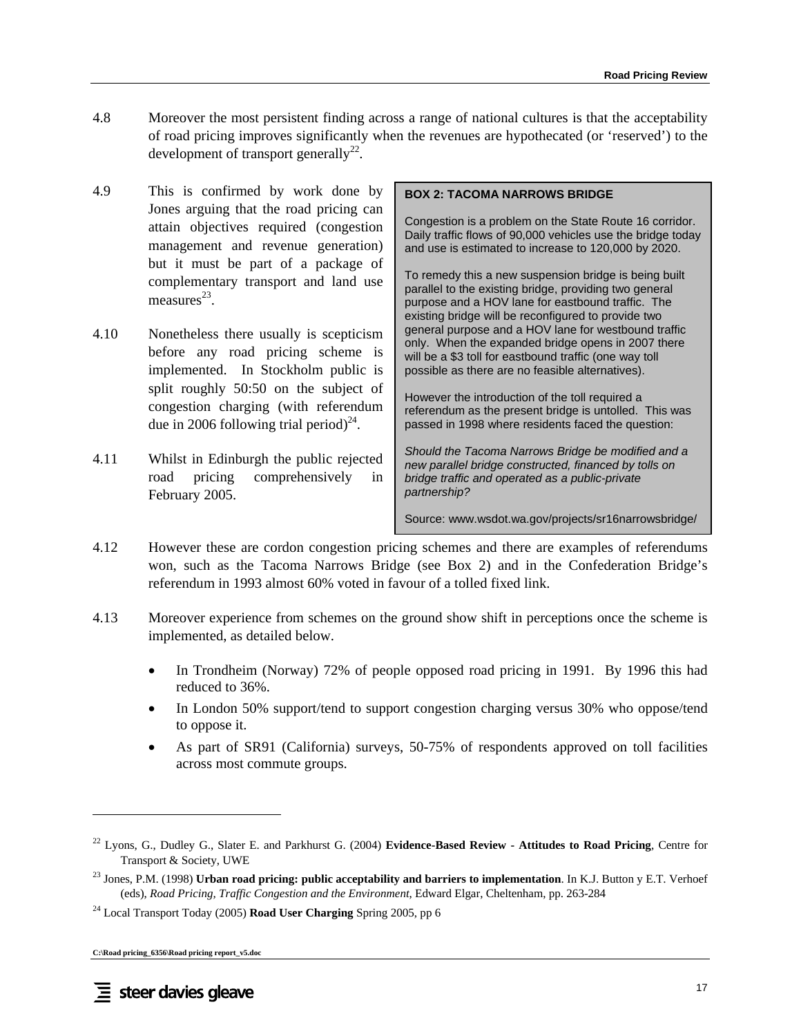4.8 Moreover the most persistent finding across a range of national cultures is that the acceptability of road pricing improves significantly when the revenues are hypothecated (or 'reserved') to the development of transport generally[22].

4.9 This is confirmed by work done by Jones arguing that the road pricing can attain objectives required (congestion management and revenue generation) but it must be part of a package of complementary transport and land use measures[23].

4.10 Nonetheless there usually is scepticism before any road pricing scheme is implemented. In Stockholm public is split roughly 50:50 on the subject of congestion charging (with referendum due in 2006 following trial period)[24].

4.11 Whilst in Edinburgh the public rejected road pricing comprehensively in February 2005.

> **BOX 2: TACOMA NARROWS BRIDGE**
>
> Congestion is a problem on the State Route 16 corridor. Daily traffic flows of 90,000 vehicles use the bridge today and use is estimated to increase to 120,000 by 2020.
>
> To remedy this a new suspension bridge is being built parallel to the existing bridge, providing two general purpose and a HOV lane for eastbound traffic. The existing bridge will be reconfigured to provide two general purpose and a HOV lane for westbound traffic only. When the expanded bridge opens in 2007 there will be a $3 toll for eastbound traffic (one way toll possible as there are no feasible alternatives).
>
> However the introduction of the toll required a referendum as the present bridge is untolled. This was passed in 1998 where residents faced the question:
>
> *Should the Tacoma Narrows Bridge be modified and a new parallel bridge constructed, financed by tolls on bridge traffic and operated as a public-private partnership?*
>
> Source: www.wsdot.wa.gov/projects/sr16narrowsbridge/

4.12 However these are cordon congestion pricing schemes and there are examples of referendums won, such as the Tacoma Narrows Bridge (see Box 2) and in the Confederation Bridge's referendum in 1993 almost 60% voted in favour of a tolled fixed link.

4.13 Moreover experience from schemes on the ground show shift in perceptions once the scheme is implemented, as detailed below.

- In Trondheim (Norway) 72% of people opposed road pricing in 1991. By 1996 this had reduced to 36%.
- In London 50% support/tend to support congestion charging versus 30% who oppose/tend to oppose it.
- As part of SR91 (California) surveys, 50-75% of respondents approved on toll facilities across most commute groups.

---

[22] Lyons, G., Dudley G., Slater E. and Parkhurst G. (2004) **Evidence-Based Review - Attitudes to Road Pricing**, Centre for Transport & Society, UWE

[23] Jones, P.M. (1998) **Urban road pricing: public acceptability and barriers to implementation**. In K.J. Button y E.T. Verhoef (eds), *Road Pricing, Traffic Congestion and the Environment*, Edward Elgar, Cheltenham, pp. 263-284

[24] Local Transport Today (2005) **Road User Charging** Spring 2005, pp 6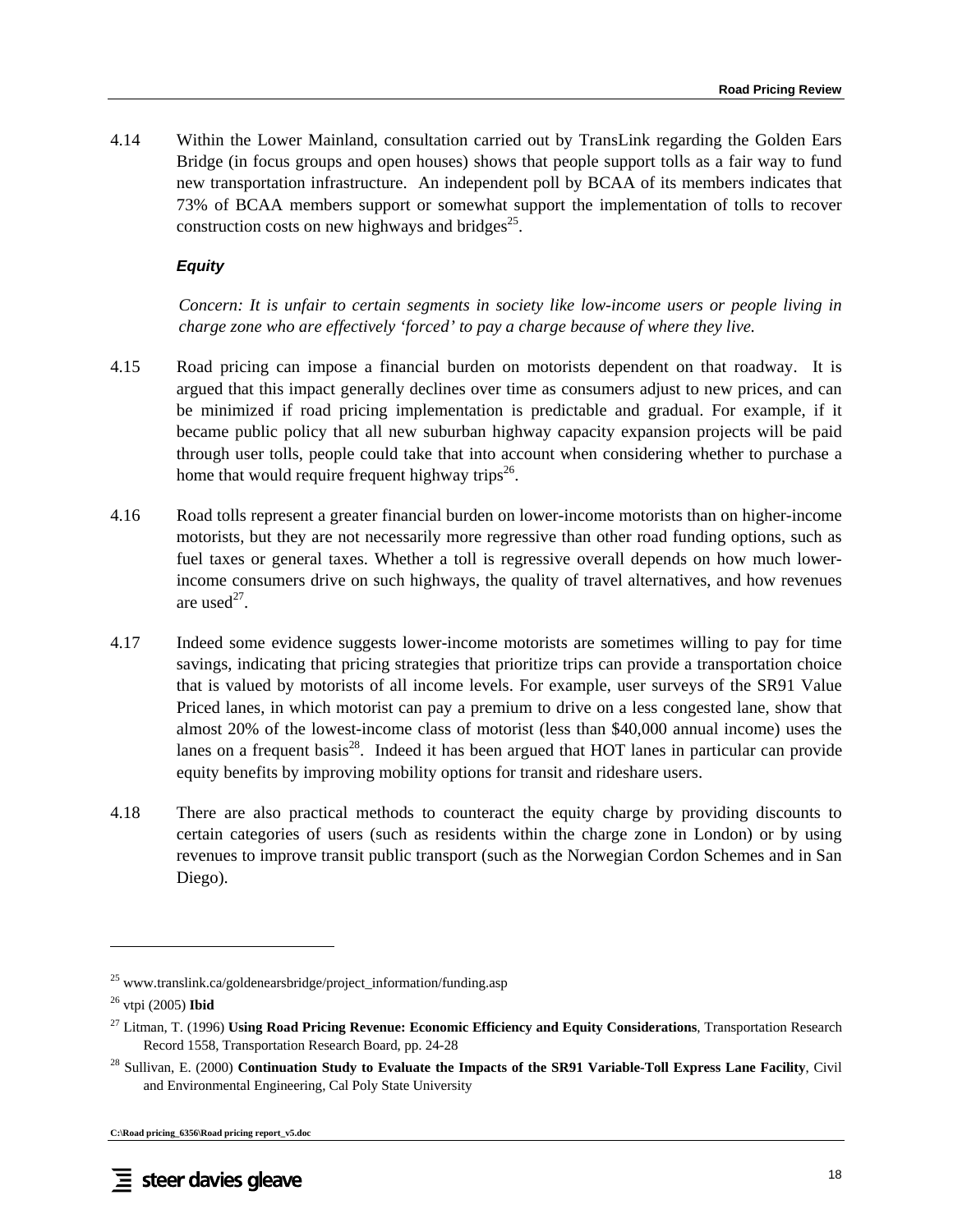4.14 Within the Lower Mainland, consultation carried out by TransLink regarding the Golden Ears Bridge (in focus groups and open houses) shows that people support tolls as a fair way to fund new transportation infrastructure. An independent poll by BCAA of its members indicates that 73% of BCAA members support or somewhat support the implementation of tolls to recover construction costs on new highways and bridges[25].

### Equity

*Concern: It is unfair to certain segments in society like low-income users or people living in charge zone who are effectively 'forced' to pay a charge because of where they live.*

4.15 Road pricing can impose a financial burden on motorists dependent on that roadway. It is argued that this impact generally declines over time as consumers adjust to new prices, and can be minimized if road pricing implementation is predictable and gradual. For example, if it became public policy that all new suburban highway capacity expansion projects will be paid through user tolls, people could take that into account when considering whether to purchase a home that would require frequent highway trips[26].

4.16 Road tolls represent a greater financial burden on lower-income motorists than on higher-income motorists, but they are not necessarily more regressive than other road funding options, such as fuel taxes or general taxes. Whether a toll is regressive overall depends on how much lower-income consumers drive on such highways, the quality of travel alternatives, and how revenues are used[27].

4.17 Indeed some evidence suggests lower-income motorists are sometimes willing to pay for time savings, indicating that pricing strategies that prioritize trips can provide a transportation choice that is valued by motorists of all income levels. For example, user surveys of the SR91 Value Priced lanes, in which motorist can pay a premium to drive on a less congested lane, show that almost 20% of the lowest-income class of motorist (less than $40,000 annual income) uses the lanes on a frequent basis[28]. Indeed it has been argued that HOT lanes in particular can provide equity benefits by improving mobility options for transit and rideshare users.

4.18 There are also practical methods to counteract the equity charge by providing discounts to certain categories of users (such as residents within the charge zone in London) or by using revenues to improve transit public transport (such as the Norwegian Cordon Schemes and in San Diego).

---

[25] www.translink.ca/goldenearsbridge/project_information/funding.asp

[26] vtpi (2005) **Ibid**

[27] Litman, T. (1996) **Using Road Pricing Revenue: Economic Efficiency and Equity Considerations**, Transportation Research Record 1558, Transportation Research Board, pp. 24-28

[28] Sullivan, E. (2000) **Continuation Study to Evaluate the Impacts of the SR91 Variable-Toll Express Lane Facility**, Civil and Environmental Engineering, Cal Poly State University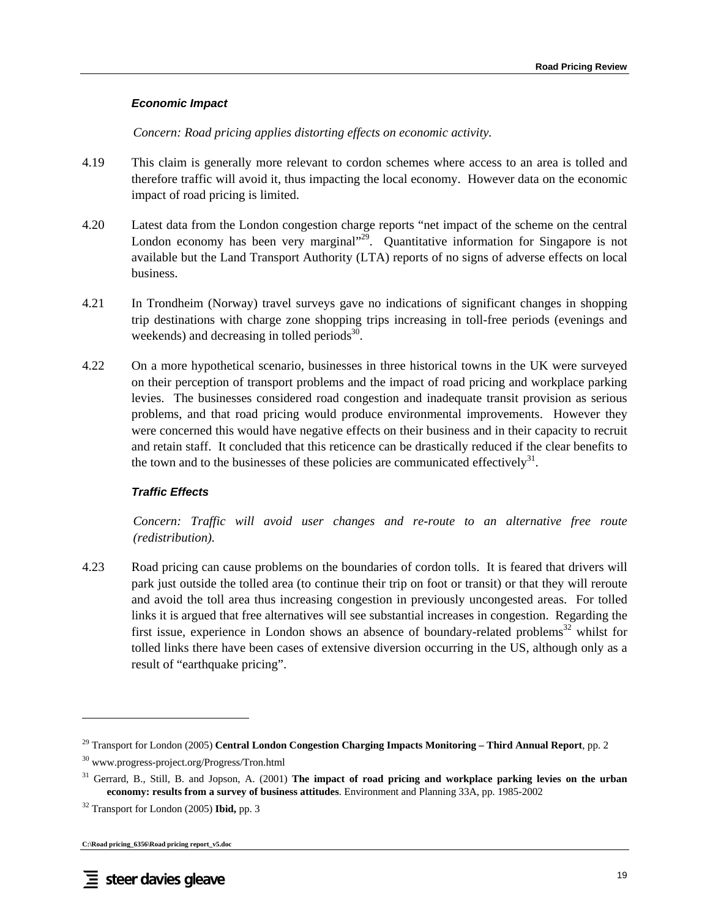### *Economic Impact*

*Concern: Road pricing applies distorting effects on economic activity.*

4.19 This claim is generally more relevant to cordon schemes where access to an area is tolled and therefore traffic will avoid it, thus impacting the local economy. However data on the economic impact of road pricing is limited.

4.20 Latest data from the London congestion charge reports "net impact of the scheme on the central London economy has been very marginal"[29]. Quantitative information for Singapore is not available but the Land Transport Authority (LTA) reports of no signs of adverse effects on local business.

4.21 In Trondheim (Norway) travel surveys gave no indications of significant changes in shopping trip destinations with charge zone shopping trips increasing in toll-free periods (evenings and weekends) and decreasing in tolled periods[30].

4.22 On a more hypothetical scenario, businesses in three historical towns in the UK were surveyed on their perception of transport problems and the impact of road pricing and workplace parking levies. The businesses considered road congestion and inadequate transit provision as serious problems, and that road pricing would produce environmental improvements. However they were concerned this would have negative effects on their business and in their capacity to recruit and retain staff. It concluded that this reticence can be drastically reduced if the clear benefits to the town and to the businesses of these policies are communicated effectively[31].

### *Traffic Effects*

*Concern: Traffic will avoid user changes and re-route to an alternative free route (redistribution).*

4.23 Road pricing can cause problems on the boundaries of cordon tolls. It is feared that drivers will park just outside the tolled area (to continue their trip on foot or transit) or that they will reroute and avoid the toll area thus increasing congestion in previously uncongested areas. For tolled links it is argued that free alternatives will see substantial increases in congestion. Regarding the first issue, experience in London shows an absence of boundary-related problems[32] whilst for tolled links there have been cases of extensive diversion occurring in the US, although only as a result of "earthquake pricing".

---

[29] Transport for London (2005) **Central London Congestion Charging Impacts Monitoring – Third Annual Report**, pp. 2

[30] www.progress-project.org/Progress/Tron.html

[31] Gerrard, B., Still, B. and Jopson, A. (2001) **The impact of road pricing and workplace parking levies on the urban economy: results from a survey of business attitudes**. Environment and Planning 33A, pp. 1985-2002

[32] Transport for London (2005) **Ibid,** pp. 3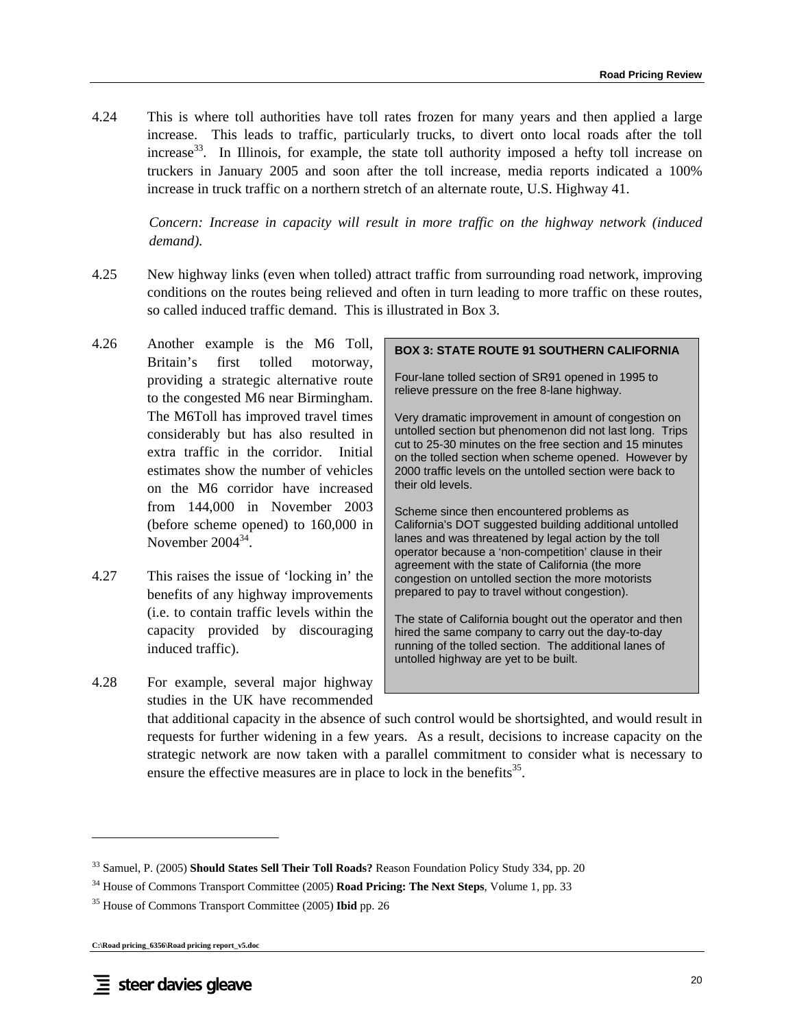4.24 This is where toll authorities have toll rates frozen for many years and then applied a large increase. This leads to traffic, particularly trucks, to divert onto local roads after the toll increase[33]. In Illinois, for example, the state toll authority imposed a hefty toll increase on truckers in January 2005 and soon after the toll increase, media reports indicated a 100% increase in truck traffic on a northern stretch of an alternate route, U.S. Highway 41.

*Concern: Increase in capacity will result in more traffic on the highway network (induced demand).*

4.25 New highway links (even when tolled) attract traffic from surrounding road network, improving conditions on the routes being relieved and often in turn leading to more traffic on these routes, so called induced traffic demand. This is illustrated in Box 3.

4.26 Another example is the M6 Toll, Britain's first tolled motorway, providing a strategic alternative route to the congested M6 near Birmingham. The M6Toll has improved travel times considerably but has also resulted in extra traffic in the corridor. Initial estimates show the number of vehicles on the M6 corridor have increased from 144,000 in November 2003 (before scheme opened) to 160,000 in November 2004[34].

4.27 This raises the issue of 'locking in' the benefits of any highway improvements (i.e. to contain traffic levels within the capacity provided by discouraging induced traffic).

4.28 For example, several major highway studies in the UK have recommended that additional capacity in the absence of such control would be shortsighted, and would result in requests for further widening in a few years. As a result, decisions to increase capacity on the strategic network are now taken with a parallel commitment to consider what is necessary to ensure the effective measures are in place to lock in the benefits[35].

> **BOX 3: STATE ROUTE 91 SOUTHERN CALIFORNIA**
>
> Four-lane tolled section of SR91 opened in 1995 to relieve pressure on the free 8-lane highway.
>
> Very dramatic improvement in amount of congestion on untolled section but phenomenon did not last long. Trips cut to 25-30 minutes on the free section and 15 minutes on the tolled section when scheme opened. However by 2000 traffic levels on the untolled section were back to their old levels.
>
> Scheme since then encountered problems as California's DOT suggested building additional untolled lanes and was threatened by legal action by the toll operator because a 'non-competition' clause in their agreement with the state of California (the more congestion on untolled section the more motorists prepared to pay to travel without congestion).
>
> The state of California bought out the operator and then hired the same company to carry out the day-to-day running of the tolled section. The additional lanes of untolled highway are yet to be built.

---

[33] Samuel, P. (2005) **Should States Sell Their Toll Roads?** Reason Foundation Policy Study 334, pp. 20

[34] House of Commons Transport Committee (2005) **Road Pricing: The Next Steps**, Volume 1, pp. 33

[35] House of Commons Transport Committee (2005) **Ibid** pp. 26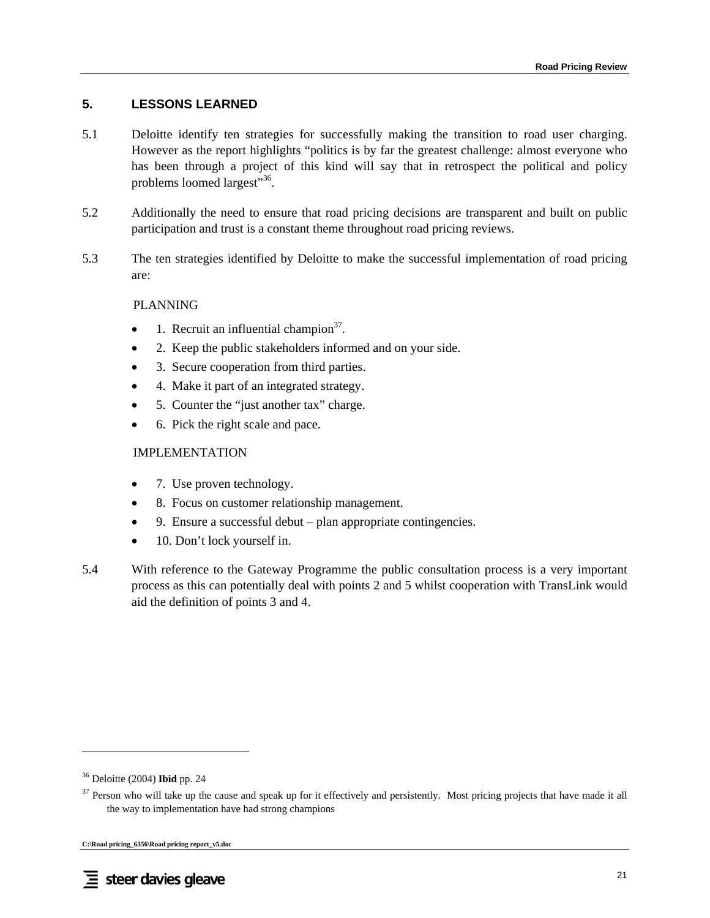## 5. LESSONS LEARNED

5.1 Deloitte identify ten strategies for successfully making the transition to road user charging. However as the report highlights "politics is by far the greatest challenge: almost everyone who has been through a project of this kind will say that in retrospect the political and policy problems loomed largest"[36].

5.2 Additionally the need to ensure that road pricing decisions are transparent and built on public participation and trust is a constant theme throughout road pricing reviews.

5.3 The ten strategies identified by Deloitte to make the successful implementation of road pricing are:

PLANNING

- 1. Recruit an influential champion[37].
- 2. Keep the public stakeholders informed and on your side.
- 3. Secure cooperation from third parties.
- 4. Make it part of an integrated strategy.
- 5. Counter the "just another tax" charge.
- 6. Pick the right scale and pace.

IMPLEMENTATION

- 7. Use proven technology.
- 8. Focus on customer relationship management.
- 9. Ensure a successful debut – plan appropriate contingencies.
- 10. Don't lock yourself in.

5.4 With reference to the Gateway Programme the public consultation process is a very important process as this can potentially deal with points 2 and 5 whilst cooperation with TransLink would aid the definition of points 3 and 4.

---

[36] Deloitte (2004) **Ibid** pp. 24

[37] Person who will take up the cause and speak up for it effectively and persistently. Most pricing projects that have made it all the way to implementation have had strong champions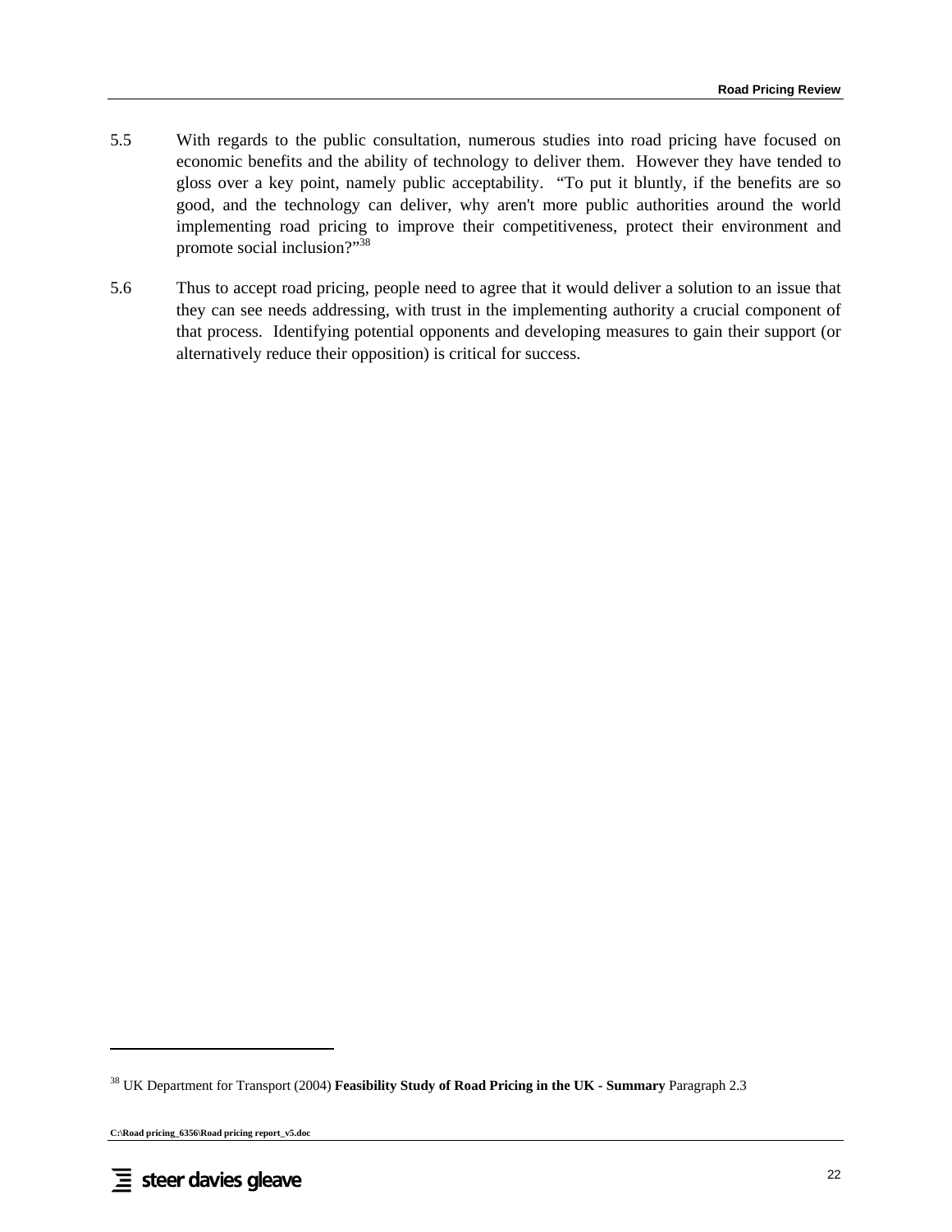5.5 With regards to the public consultation, numerous studies into road pricing have focused on economic benefits and the ability of technology to deliver them. However they have tended to gloss over a key point, namely public acceptability. "To put it bluntly, if the benefits are so good, and the technology can deliver, why aren't more public authorities around the world implementing road pricing to improve their competitiveness, protect their environment and promote social inclusion?"[38]

5.6 Thus to accept road pricing, people need to agree that it would deliver a solution to an issue that they can see needs addressing, with trust in the implementing authority a crucial component of that process. Identifying potential opponents and developing measures to gain their support (or alternatively reduce their opposition) is critical for success.

---

[38] UK Department for Transport (2004) **Feasibility Study of Road Pricing in the UK - Summary** Paragraph 2.3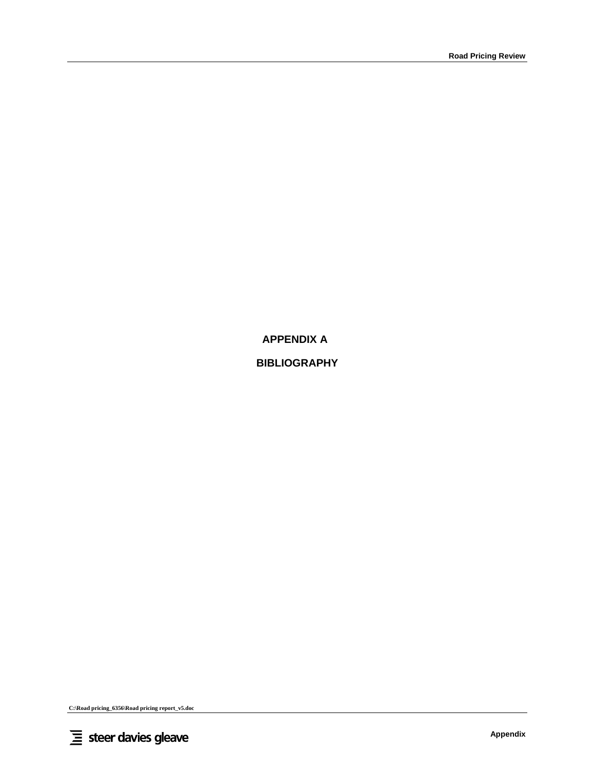# APPENDIX A

# BIBLIOGRAPHY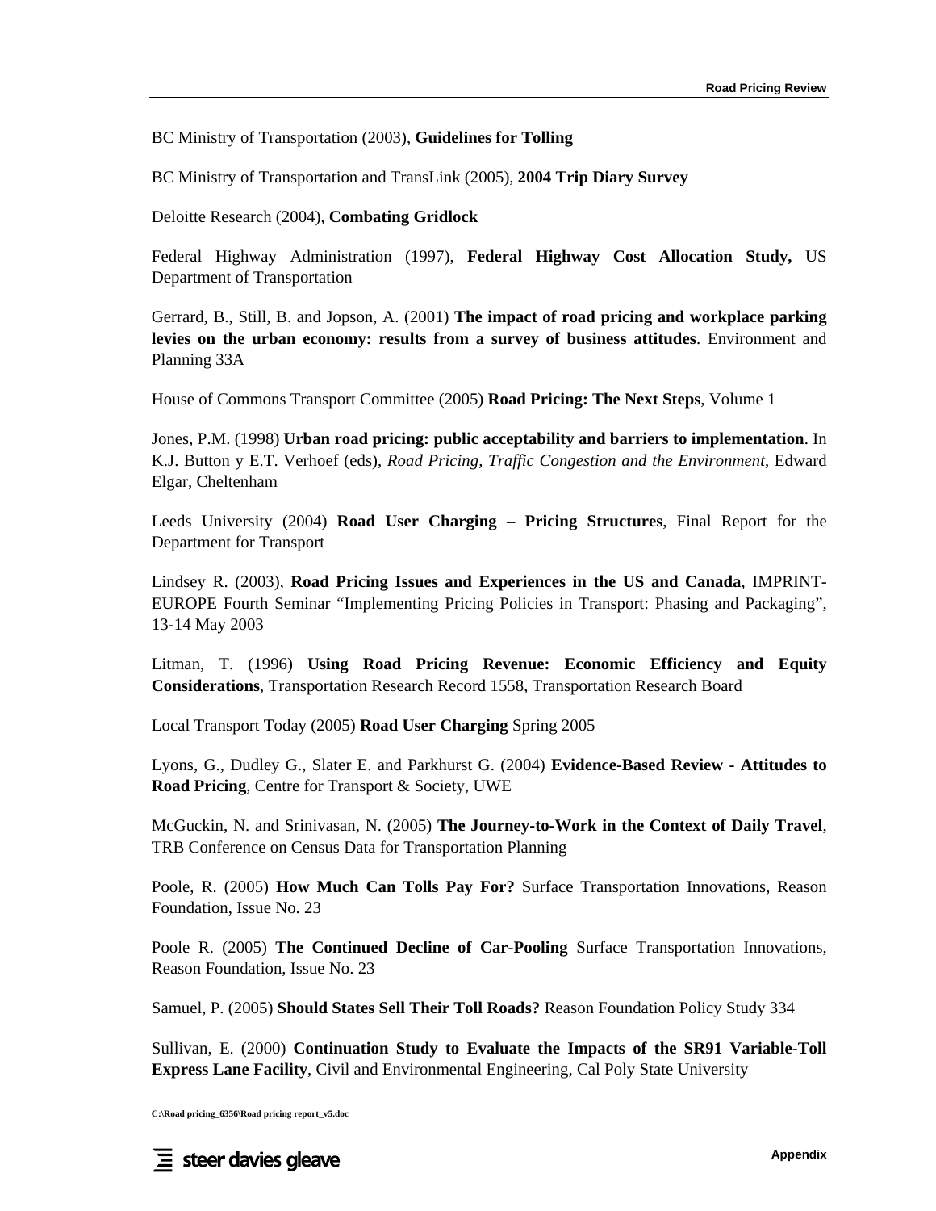BC Ministry of Transportation (2003), **Guidelines for Tolling**

BC Ministry of Transportation and TransLink (2005), **2004 Trip Diary Survey**

Deloitte Research (2004), **Combating Gridlock**

Federal Highway Administration (1997), **Federal Highway Cost Allocation Study,** US Department of Transportation

Gerrard, B., Still, B. and Jopson, A. (2001) **The impact of road pricing and workplace parking levies on the urban economy: results from a survey of business attitudes**. Environment and Planning 33A

House of Commons Transport Committee (2005) **Road Pricing: The Next Steps**, Volume 1

Jones, P.M. (1998) **Urban road pricing: public acceptability and barriers to implementation**. In K.J. Button y E.T. Verhoef (eds), *Road Pricing, Traffic Congestion and the Environment*, Edward Elgar, Cheltenham

Leeds University (2004) **Road User Charging – Pricing Structures**, Final Report for the Department for Transport

Lindsey R. (2003), **Road Pricing Issues and Experiences in the US and Canada**, IMPRINT-EUROPE Fourth Seminar "Implementing Pricing Policies in Transport: Phasing and Packaging", 13-14 May 2003

Litman, T. (1996) **Using Road Pricing Revenue: Economic Efficiency and Equity Considerations**, Transportation Research Record 1558, Transportation Research Board

Local Transport Today (2005) **Road User Charging** Spring 2005

Lyons, G., Dudley G., Slater E. and Parkhurst G. (2004) **Evidence-Based Review - Attitudes to Road Pricing**, Centre for Transport & Society, UWE

McGuckin, N. and Srinivasan, N. (2005) **The Journey-to-Work in the Context of Daily Travel**, TRB Conference on Census Data for Transportation Planning

Poole, R. (2005) **How Much Can Tolls Pay For?** Surface Transportation Innovations, Reason Foundation, Issue No. 23

Poole R. (2005) **The Continued Decline of Car-Pooling** Surface Transportation Innovations, Reason Foundation, Issue No. 23

Samuel, P. (2005) **Should States Sell Their Toll Roads?** Reason Foundation Policy Study 334

Sullivan, E. (2000) **Continuation Study to Evaluate the Impacts of the SR91 Variable-Toll Express Lane Facility**, Civil and Environmental Engineering, Cal Poly State University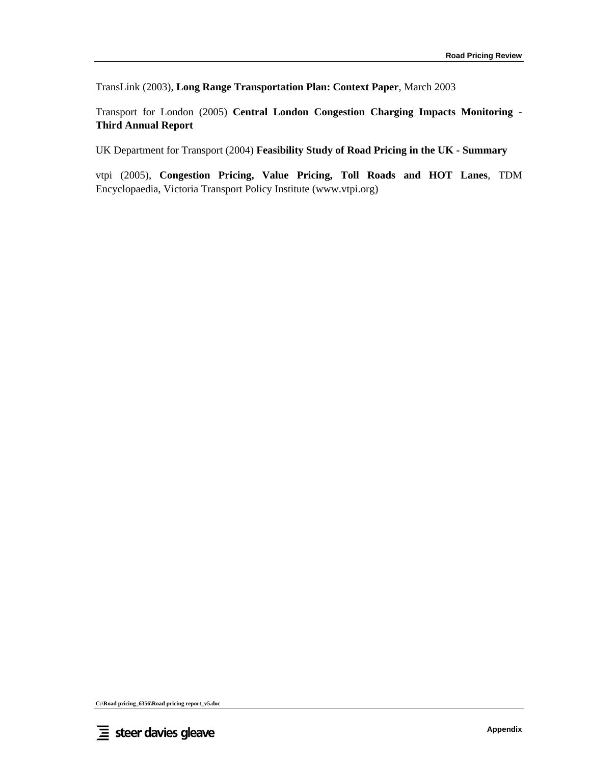TransLink (2003), **Long Range Transportation Plan: Context Paper**, March 2003

Transport for London (2005) **Central London Congestion Charging Impacts Monitoring - Third Annual Report**

UK Department for Transport (2004) **Feasibility Study of Road Pricing in the UK - Summary**

vtpi (2005), **Congestion Pricing, Value Pricing, Toll Roads and HOT Lanes**, TDM Encyclopaedia, Victoria Transport Policy Institute (www.vtpi.org)